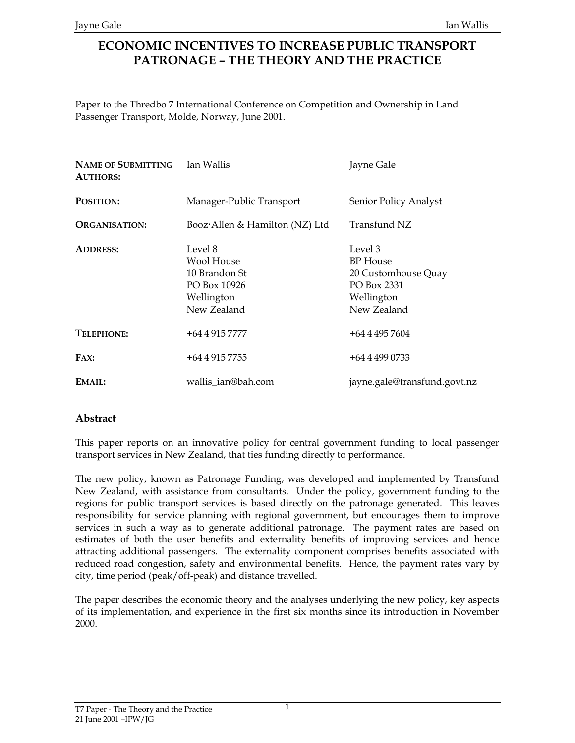# ECONOMIC INCENTIVES TO INCREASE PUBLIC TRANSPORT PATRONAGE – THE THEORY AND THE PRACTICE

Paper to the Thredbo 7 International Conference on Competition and Ownership in Land Passenger Transport, Molde, Norway, June 2001.

| | | |
|---|---|---|
| **NAME OF SUBMITTING AUTHORS:** | Ian Wallis | Jayne Gale |
| **POSITION:** | Manager-Public Transport | Senior Policy Analyst |
| **ORGANISATION:** | Booz·Allen & Hamilton (NZ) Ltd | Transfund NZ |
| **ADDRESS:** | Level 8<br>Wool House<br>10 Brandon St<br>PO Box 10926<br>Wellington<br>New Zealand | Level 3<br>BP House<br>20 Customhouse Quay<br>PO Box 2331<br>Wellington<br>New Zealand |
| **TELEPHONE:** | +64 4 915 7777 | +64 4 495 7604 |
| **FAX:** | +64 4 915 7755 | +64 4 499 0733 |
| **EMAIL:** | wallis_ian@bah.com | jayne.gale@transfund.govt.nz |

## Abstract

This paper reports on an innovative policy for central government funding to local passenger transport services in New Zealand, that ties funding directly to performance.

The new policy, known as Patronage Funding, was developed and implemented by Transfund New Zealand, with assistance from consultants. Under the policy, government funding to the regions for public transport services is based directly on the patronage generated. This leaves responsibility for service planning with regional government, but encourages them to improve services in such a way as to generate additional patronage. The payment rates are based on estimates of both the user benefits and externality benefits of improving services and hence attracting additional passengers. The externality component comprises benefits associated with reduced road congestion, safety and environmental benefits. Hence, the payment rates vary by city, time period (peak/off-peak) and distance travelled.

The paper describes the economic theory and the analyses underlying the new policy, key aspects of its implementation, and experience in the first six months since its introduction in November 2000.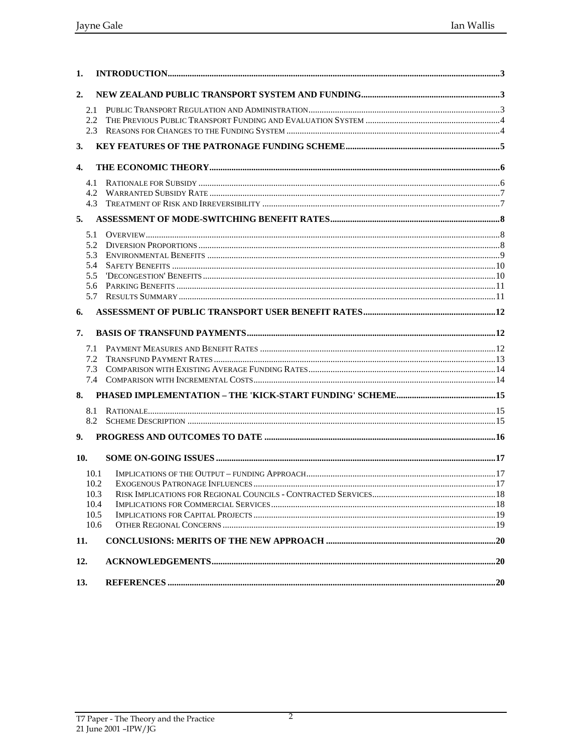1. **INTRODUCTION** 3
2. **NEW ZEALAND PUBLIC TRANSPORT SYSTEM AND FUNDING** 3
   - 2.1 Public Transport Regulation and Administration 3
   - 2.2 The Previous Public Transport Funding and Evaluation System 4
   - 2.3 Reasons for Changes to the Funding System 4
3. **KEY FEATURES OF THE PATRONAGE FUNDING SCHEME** 5
4. **THE ECONOMIC THEORY** 6
   - 4.1 Rationale for Subsidy 6
   - 4.2 Warranted Subsidy Rate 7
   - 4.3 Treatment of Risk and Irreversibility 7
5. **ASSESSMENT OF MODE-SWITCHING BENEFIT RATES** 8
   - 5.1 Overview 8
   - 5.2 Diversion Proportions 8
   - 5.3 Environmental Benefits 9
   - 5.4 Safety Benefits 10
   - 5.5 'Decongestion' Benefits 10
   - 5.6 Parking Benefits 11
   - 5.7 Results Summary 11
6. **ASSESSMENT OF PUBLIC TRANSPORT USER BENEFIT RATES** 12
7. **BASIS OF TRANSFUND PAYMENTS** 12
   - 7.1 Payment Measures and Benefit Rates 12
   - 7.2 Transfund Payment Rates 13
   - 7.3 Comparison with Existing Average Funding Rates 14
   - 7.4 Comparison with Incremental Costs 14
8. **PHASED IMPLEMENTATION – THE 'KICK-START FUNDING' SCHEME** 15
   - 8.1 Rationale 15
   - 8.2 Scheme Description 15
9. **PROGRESS AND OUTCOMES TO DATE** 16
10. **SOME ON-GOING ISSUES** 17
    - 10.1 Implications of the Output – funding Approach 17
    - 10.2 Exogenous Patronage Influences 17
    - 10.3 Risk Implications for Regional Councils - Contracted Services 18
    - 10.4 Implications for Commercial Services 18
    - 10.5 Implications for Capital Projects 19
    - 10.6 Other Regional Concerns 19
11. **CONCLUSIONS: MERITS OF THE NEW APPROACH** 20
12. **ACKNOWLEDGEMENTS** 20
13. **REFERENCES** 20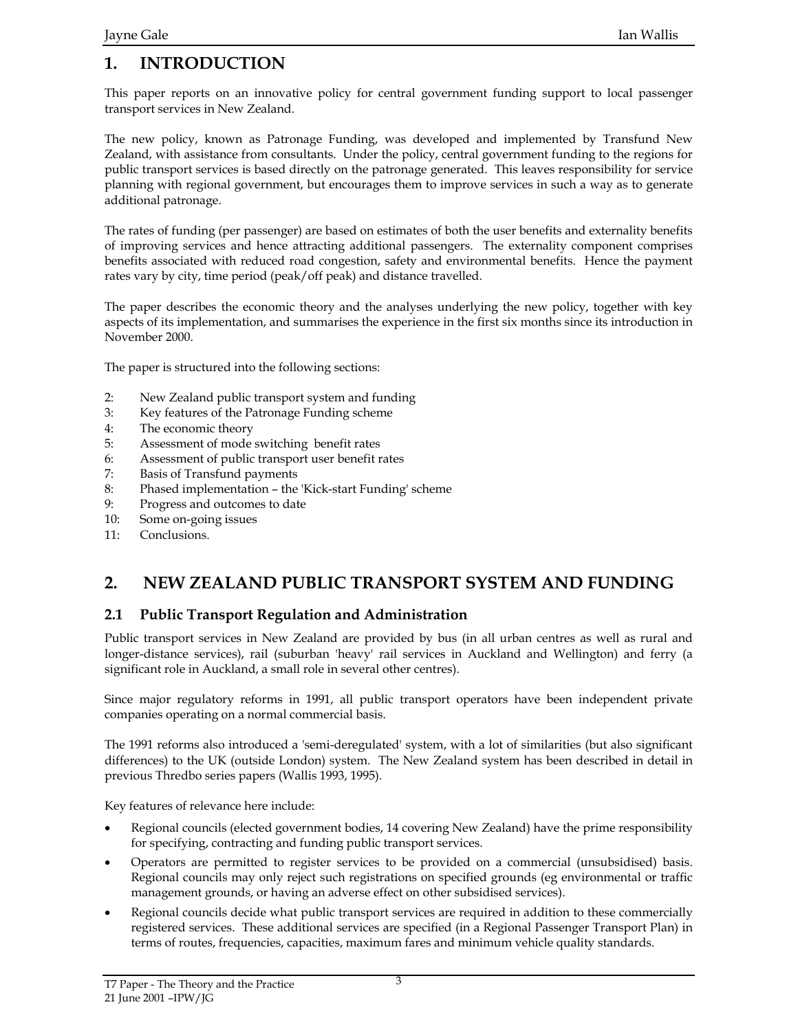## 1. INTRODUCTION

This paper reports on an innovative policy for central government funding support to local passenger transport services in New Zealand.

The new policy, known as Patronage Funding, was developed and implemented by Transfund New Zealand, with assistance from consultants. Under the policy, central government funding to the regions for public transport services is based directly on the patronage generated. This leaves responsibility for service planning with regional government, but encourages them to improve services in such a way as to generate additional patronage.

The rates of funding (per passenger) are based on estimates of both the user benefits and externality benefits of improving services and hence attracting additional passengers. The externality component comprises benefits associated with reduced road congestion, safety and environmental benefits. Hence the payment rates vary by city, time period (peak/off peak) and distance travelled.

The paper describes the economic theory and the analyses underlying the new policy, together with key aspects of its implementation, and summarises the experience in the first six months since its introduction in November 2000.

The paper is structured into the following sections:

- 2: New Zealand public transport system and funding
- 3: Key features of the Patronage Funding scheme
- 4: The economic theory
- 5: Assessment of mode switching benefit rates
- 6: Assessment of public transport user benefit rates
- 7: Basis of Transfund payments
- 8: Phased implementation – the 'Kick-start Funding' scheme
- 9: Progress and outcomes to date
- 10: Some on-going issues
- 11: Conclusions.

## 2. NEW ZEALAND PUBLIC TRANSPORT SYSTEM AND FUNDING

### 2.1 Public Transport Regulation and Administration

Public transport services in New Zealand are provided by bus (in all urban centres as well as rural and longer-distance services), rail (suburban 'heavy' rail services in Auckland and Wellington) and ferry (a significant role in Auckland, a small role in several other centres).

Since major regulatory reforms in 1991, all public transport operators have been independent private companies operating on a normal commercial basis.

The 1991 reforms also introduced a 'semi-deregulated' system, with a lot of similarities (but also significant differences) to the UK (outside London) system. The New Zealand system has been described in detail in previous Thredbo series papers (Wallis 1993, 1995).

Key features of relevance here include:

- Regional councils (elected government bodies, 14 covering New Zealand) have the prime responsibility for specifying, contracting and funding public transport services.
- Operators are permitted to register services to be provided on a commercial (unsubsidised) basis. Regional councils may only reject such registrations on specified grounds (eg environmental or traffic management grounds, or having an adverse effect on other subsidised services).
- Regional councils decide what public transport services are required in addition to these commercially registered services. These additional services are specified (in a Regional Passenger Transport Plan) in terms of routes, frequencies, capacities, maximum fares and minimum vehicle quality standards.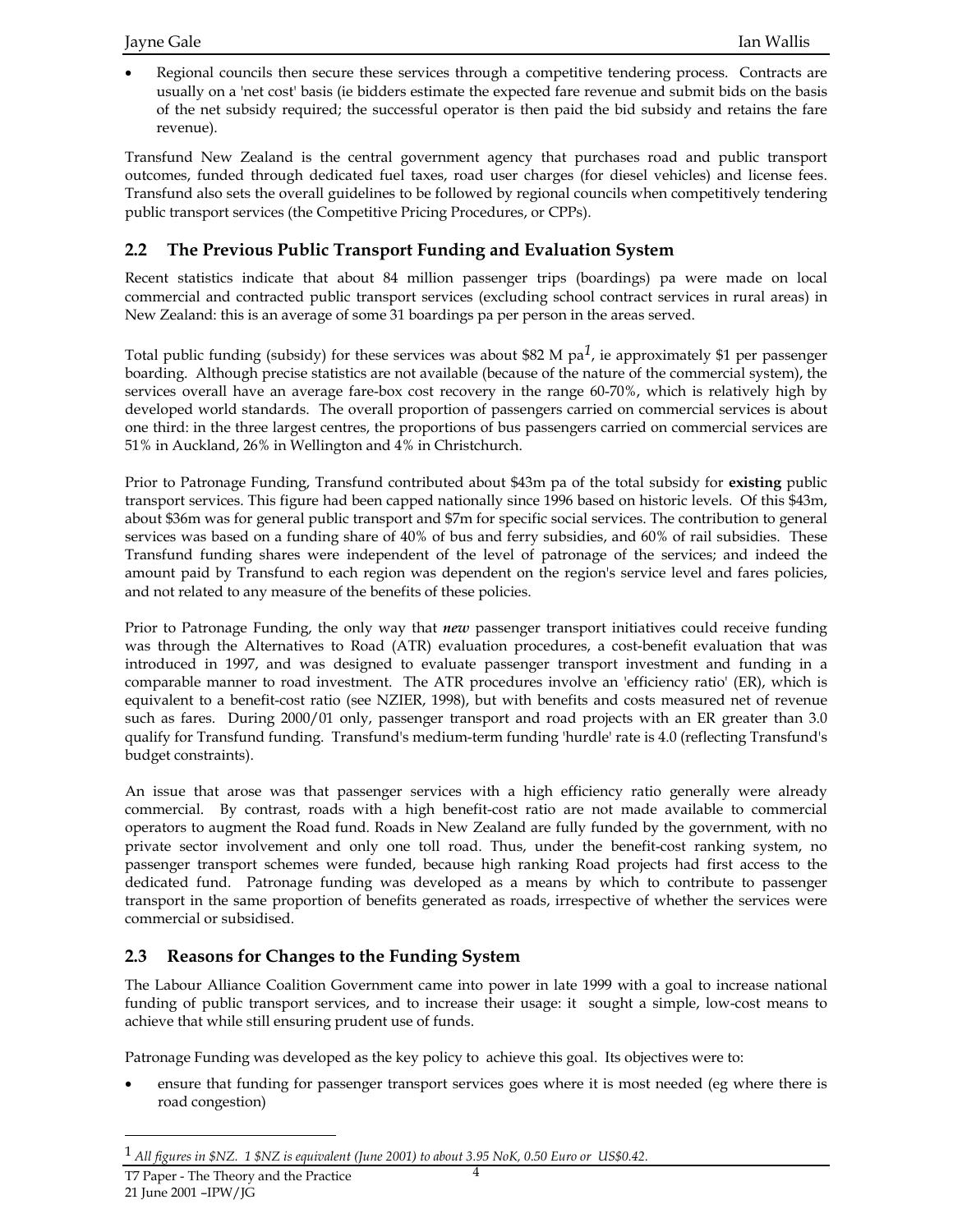- Regional councils then secure these services through a competitive tendering process. Contracts are usually on a 'net cost' basis (ie bidders estimate the expected fare revenue and submit bids on the basis of the net subsidy required; the successful operator is then paid the bid subsidy and retains the fare revenue).

Transfund New Zealand is the central government agency that purchases road and public transport outcomes, funded through dedicated fuel taxes, road user charges (for diesel vehicles) and license fees. Transfund also sets the overall guidelines to be followed by regional councils when competitively tendering public transport services (the Competitive Pricing Procedures, or CPPs).

## 2.2 The Previous Public Transport Funding and Evaluation System

Recent statistics indicate that about 84 million passenger trips (boardings) pa were made on local commercial and contracted public transport services (excluding school contract services in rural areas) in New Zealand: this is an average of some 31 boardings pa per person in the areas served.

Total public funding (subsidy) for these services was about $82 M pa[1], ie approximately $1 per passenger boarding. Although precise statistics are not available (because of the nature of the commercial system), the services overall have an average fare-box cost recovery in the range 60-70%, which is relatively high by developed world standards. The overall proportion of passengers carried on commercial services is about one third: in the three largest centres, the proportions of bus passengers carried on commercial services are 51% in Auckland, 26% in Wellington and 4% in Christchurch.

Prior to Patronage Funding, Transfund contributed about $43m pa of the total subsidy for **existing** public transport services. This figure had been capped nationally since 1996 based on historic levels. Of this $43m, about $36m was for general public transport and $7m for specific social services. The contribution to general services was based on a funding share of 40% of bus and ferry subsidies, and 60% of rail subsidies. These Transfund funding shares were independent of the level of patronage of the services; and indeed the amount paid by Transfund to each region was dependent on the region's service level and fares policies, and not related to any measure of the benefits of these policies.

Prior to Patronage Funding, the only way that ***new*** passenger transport initiatives could receive funding was through the Alternatives to Road (ATR) evaluation procedures, a cost-benefit evaluation that was introduced in 1997, and was designed to evaluate passenger transport investment and funding in a comparable manner to road investment. The ATR procedures involve an 'efficiency ratio' (ER), which is equivalent to a benefit-cost ratio (see NZIER, 1998), but with benefits and costs measured net of revenue such as fares. During 2000/01 only, passenger transport and road projects with an ER greater than 3.0 qualify for Transfund funding. Transfund's medium-term funding 'hurdle' rate is 4.0 (reflecting Transfund's budget constraints).

An issue that arose was that passenger services with a high efficiency ratio generally were already commercial. By contrast, roads with a high benefit-cost ratio are not made available to commercial operators to augment the Road fund. Roads in New Zealand are fully funded by the government, with no private sector involvement and only one toll road. Thus, under the benefit-cost ranking system, no passenger transport schemes were funded, because high ranking Road projects had first access to the dedicated fund. Patronage funding was developed as a means by which to contribute to passenger transport in the same proportion of benefits generated as roads, irrespective of whether the services were commercial or subsidised.

## 2.3 Reasons for Changes to the Funding System

The Labour Alliance Coalition Government came into power in late 1999 with a goal to increase national funding of public transport services, and to increase their usage: it sought a simple, low-cost means to achieve that while still ensuring prudent use of funds.

Patronage Funding was developed as the key policy to achieve this goal. Its objectives were to:

- ensure that funding for passenger transport services goes where it is most needed (eg where there is road congestion)

[1] *All figures in $NZ. 1 $NZ is equivalent (June 2001) to about 3.95 NoK, 0.50 Euro or US$0.42.*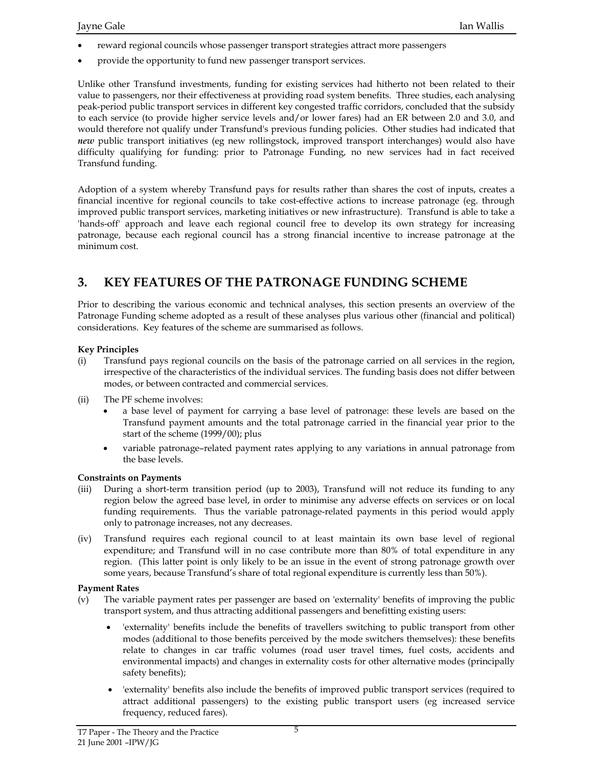- reward regional councils whose passenger transport strategies attract more passengers
- provide the opportunity to fund new passenger transport services.

Unlike other Transfund investments, funding for existing services had hitherto not been related to their value to passengers, nor their effectiveness at providing road system benefits. Three studies, each analysing peak-period public transport services in different key congested traffic corridors, concluded that the subsidy to each service (to provide higher service levels and/or lower fares) had an ER between 2.0 and 3.0, and would therefore not qualify under Transfund's previous funding policies. Other studies had indicated that ***new*** public transport initiatives (eg new rollingstock, improved transport interchanges) would also have difficulty qualifying for funding: prior to Patronage Funding, no new services had in fact received Transfund funding.

Adoption of a system whereby Transfund pays for results rather than shares the cost of inputs, creates a financial incentive for regional councils to take cost-effective actions to increase patronage (eg. through improved public transport services, marketing initiatives or new infrastructure). Transfund is able to take a 'hands-off' approach and leave each regional council free to develop its own strategy for increasing patronage, because each regional council has a strong financial incentive to increase patronage at the minimum cost.

## 3. KEY FEATURES OF THE PATRONAGE FUNDING SCHEME

Prior to describing the various economic and technical analyses, this section presents an overview of the Patronage Funding scheme adopted as a result of these analyses plus various other (financial and political) considerations. Key features of the scheme are summarised as follows.

**Key Principles**

(i) Transfund pays regional councils on the basis of the patronage carried on all services in the region, irrespective of the characteristics of the individual services. The funding basis does not differ between modes, or between contracted and commercial services.

(ii) The PF scheme involves:
   - a base level of payment for carrying a base level of patronage: these levels are based on the Transfund payment amounts and the total patronage carried in the financial year prior to the start of the scheme (1999/00); plus
   - variable patronage–related payment rates applying to any variations in annual patronage from the base levels.

**Constraints on Payments**

(iii) During a short-term transition period (up to 2003), Transfund will not reduce its funding to any region below the agreed base level, in order to minimise any adverse effects on services or on local funding requirements. Thus the variable patronage-related payments in this period would apply only to patronage increases, not any decreases.

(iv) Transfund requires each regional council to at least maintain its own base level of regional expenditure; and Transfund will in no case contribute more than 80% of total expenditure in any region. (This latter point is only likely to be an issue in the event of strong patronage growth over some years, because Transfund's share of total regional expenditure is currently less than 50%).

**Payment Rates**

(v) The variable payment rates per passenger are based on 'externality' benefits of improving the public transport system, and thus attracting additional passengers and benefitting existing users:
   - 'externality' benefits include the benefits of travellers switching to public transport from other modes (additional to those benefits perceived by the mode switchers themselves): these benefits relate to changes in car traffic volumes (road user travel times, fuel costs, accidents and environmental impacts) and changes in externality costs for other alternative modes (principally safety benefits);
   - 'externality' benefits also include the benefits of improved public transport services (required to attract additional passengers) to the existing public transport users (eg increased service frequency, reduced fares).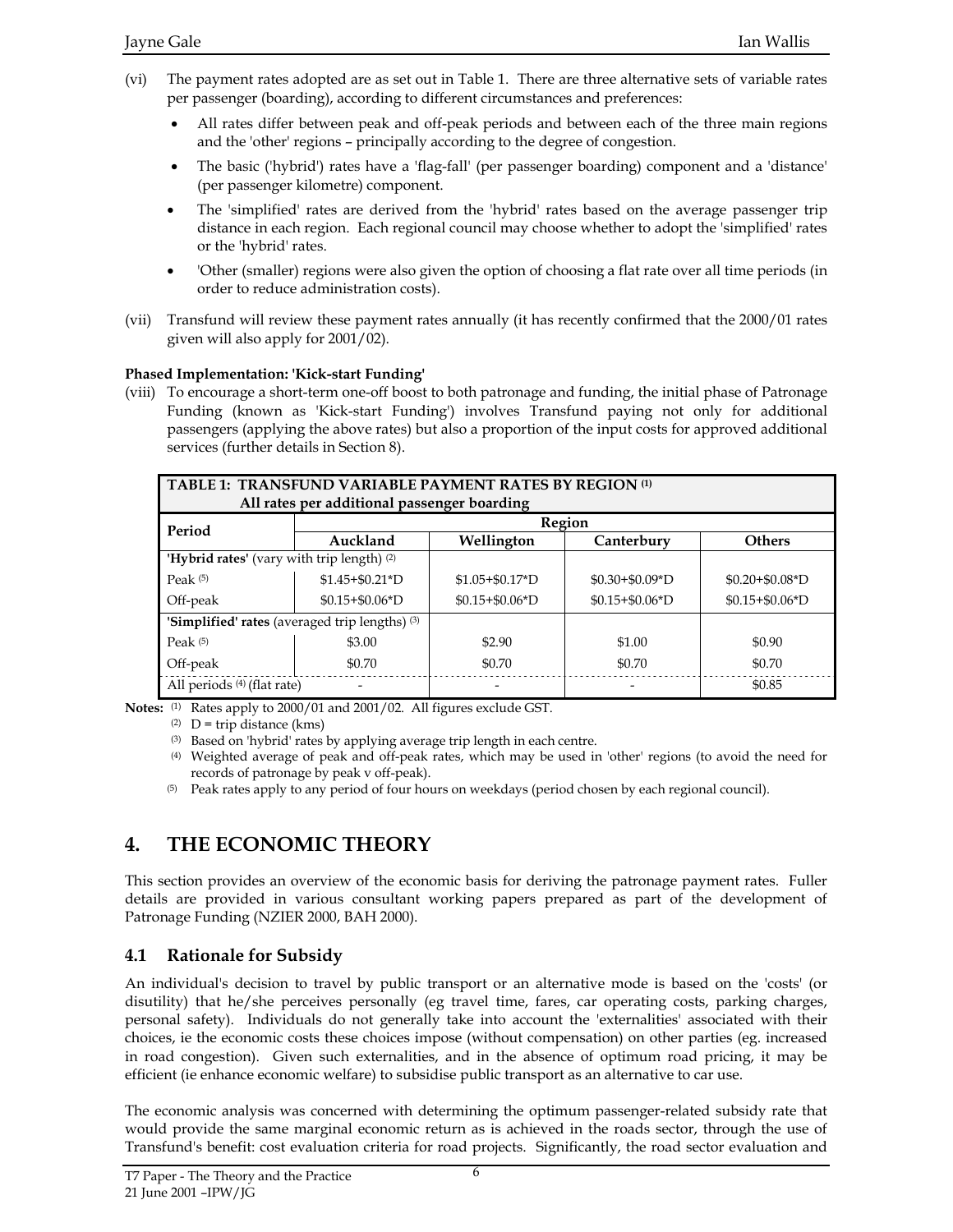(vi) The payment rates adopted are as set out in Table 1. There are three alternative sets of variable rates per passenger (boarding), according to different circumstances and preferences:

- All rates differ between peak and off-peak periods and between each of the three main regions and the 'other' regions – principally according to the degree of congestion.
- The basic ('hybrid') rates have a 'flag-fall' (per passenger boarding) component and a 'distance' (per passenger kilometre) component.
- The 'simplified' rates are derived from the 'hybrid' rates based on the average passenger trip distance in each region. Each regional council may choose whether to adopt the 'simplified' rates or the 'hybrid' rates.
- 'Other (smaller) regions were also given the option of choosing a flat rate over all time periods (in order to reduce administration costs).

(vii) Transfund will review these payment rates annually (it has recently confirmed that the 2000/01 rates given will also apply for 2001/02).

**Phased Implementation: 'Kick-start Funding'**

(viii) To encourage a short-term one-off boost to both patronage and funding, the initial phase of Patronage Funding (known as 'Kick-start Funding') involves Transfund paying not only for additional passengers (applying the above rates) but also a proportion of the input costs for approved additional services (further details in Section 8).

**TABLE 1: TRANSFUND VARIABLE PAYMENT RATES BY REGION [1]**
**All rates per additional passenger boarding**

| Period | Region | | | |
|---|---|---|---|---|
| | **Auckland** | **Wellington** | **Canterbury** | **Others** |
| **'Hybrid rates'** (vary with trip length) [2] | | | | |
| Peak [5] | $1.45+$0.21*D | $1.05+$0.17*D | $0.30+$0.09*D | $0.20+$0.08*D |
| Off-peak | $0.15+$0.06*D | $0.15+$0.06*D | $0.15+$0.06*D | $0.15+$0.06*D |
| **'Simplified' rates** (averaged trip lengths) [3] | | | | |
| Peak [5] | $3.00 | $2.90 | $1.00 | $0.90 |
| Off-peak | $0.70 | $0.70 | $0.70 | $0.70 |
| All periods [4] (flat rate) | - | - | - | $0.85 |

**Notes:** [1] Rates apply to 2000/01 and 2001/02. All figures exclude GST.
[2] D = trip distance (kms)
[3] Based on 'hybrid' rates by applying average trip length in each centre.
[4] Weighted average of peak and off-peak rates, which may be used in 'other' regions (to avoid the need for records of patronage by peak v off-peak).
[5] Peak rates apply to any period of four hours on weekdays (period chosen by each regional council).

# 4. THE ECONOMIC THEORY

This section provides an overview of the economic basis for deriving the patronage payment rates. Fuller details are provided in various consultant working papers prepared as part of the development of Patronage Funding (NZIER 2000, BAH 2000).

## 4.1 Rationale for Subsidy

An individual's decision to travel by public transport or an alternative mode is based on the 'costs' (or disutility) that he/she perceives personally (eg travel time, fares, car operating costs, parking charges, personal safety). Individuals do not generally take into account the 'externalities' associated with their choices, ie the economic costs these choices impose (without compensation) on other parties (eg. increased in road congestion). Given such externalities, and in the absence of optimum road pricing, it may be efficient (ie enhance economic welfare) to subsidise public transport as an alternative to car use.

The economic analysis was concerned with determining the optimum passenger-related subsidy rate that would provide the same marginal economic return as is achieved in the roads sector, through the use of Transfund's benefit: cost evaluation criteria for road projects. Significantly, the road sector evaluation and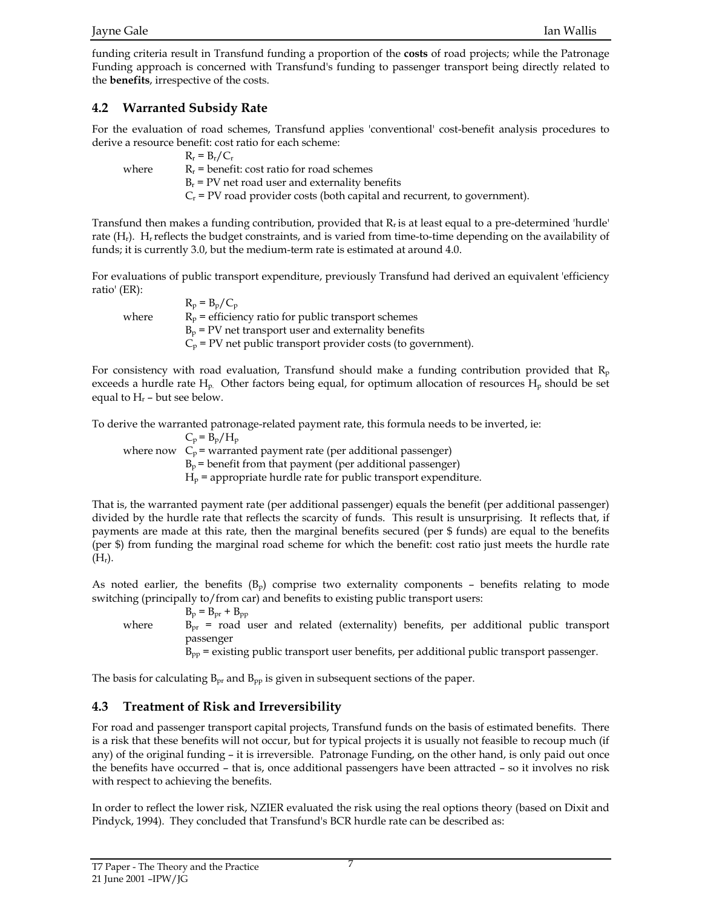funding criteria result in Transfund funding a proportion of the **costs** of road projects; while the Patronage Funding approach is concerned with Transfund's funding to passenger transport being directly related to the **benefits**, irrespective of the costs.

## 4.2 Warranted Subsidy Rate

For the evaluation of road schemes, Transfund applies 'conventional' cost-benefit analysis procedures to derive a resource benefit: cost ratio for each scheme:

$$R_r = B_r/C_r$$

where $R_r$ = benefit: cost ratio for road schemes
$B_r$ = PV net road user and externality benefits
$C_r$ = PV road provider costs (both capital and recurrent, to government).

Transfund then makes a funding contribution, provided that $R_r$ is at least equal to a pre-determined 'hurdle' rate ($H_r$). $H_r$ reflects the budget constraints, and is varied from time-to-time depending on the availability of funds; it is currently 3.0, but the medium-term rate is estimated at around 4.0.

For evaluations of public transport expenditure, previously Transfund had derived an equivalent 'efficiency ratio' (ER):

$$R_p = B_p/C_p$$

where $R_p$ = efficiency ratio for public transport schemes
$B_p$ = PV net transport user and externality benefits
$C_p$ = PV net public transport provider costs (to government).

For consistency with road evaluation, Transfund should make a funding contribution provided that $R_p$ exceeds a hurdle rate $H_p$. Other factors being equal, for optimum allocation of resources $H_p$ should be set equal to $H_r$ – but see below.

To derive the warranted patronage-related payment rate, this formula needs to be inverted, ie:

$$C_p = B_p/H_p$$

where now $C_p$ = warranted payment rate (per additional passenger)
$B_p$ = benefit from that payment (per additional passenger)
$H_p$ = appropriate hurdle rate for public transport expenditure.

That is, the warranted payment rate (per additional passenger) equals the benefit (per additional passenger) divided by the hurdle rate that reflects the scarcity of funds. This result is unsurprising. It reflects that, if payments are made at this rate, then the marginal benefits secured (per $ funds) are equal to the benefits (per $) from funding the marginal road scheme for which the benefit: cost ratio just meets the hurdle rate ($H_r$).

As noted earlier, the benefits ($B_p$) comprise two externality components – benefits relating to mode switching (principally to/from car) and benefits to existing public transport users:

$$B_p = B_{pr} + B_{pp}$$

where $B_{pr}$ = road user and related (externality) benefits, per additional public transport passenger
$B_{pp}$ = existing public transport user benefits, per additional public transport passenger.

The basis for calculating $B_{pr}$ and $B_{pp}$ is given in subsequent sections of the paper.

## 4.3 Treatment of Risk and Irreversibility

For road and passenger transport capital projects, Transfund funds on the basis of estimated benefits. There is a risk that these benefits will not occur, but for typical projects it is usually not feasible to recoup much (if any) of the original funding – it is irreversible. Patronage Funding, on the other hand, is only paid out once the benefits have occurred – that is, once additional passengers have been attracted – so it involves no risk with respect to achieving the benefits.

In order to reflect the lower risk, NZIER evaluated the risk using the real options theory (based on Dixit and Pindyck, 1994). They concluded that Transfund's BCR hurdle rate can be described as: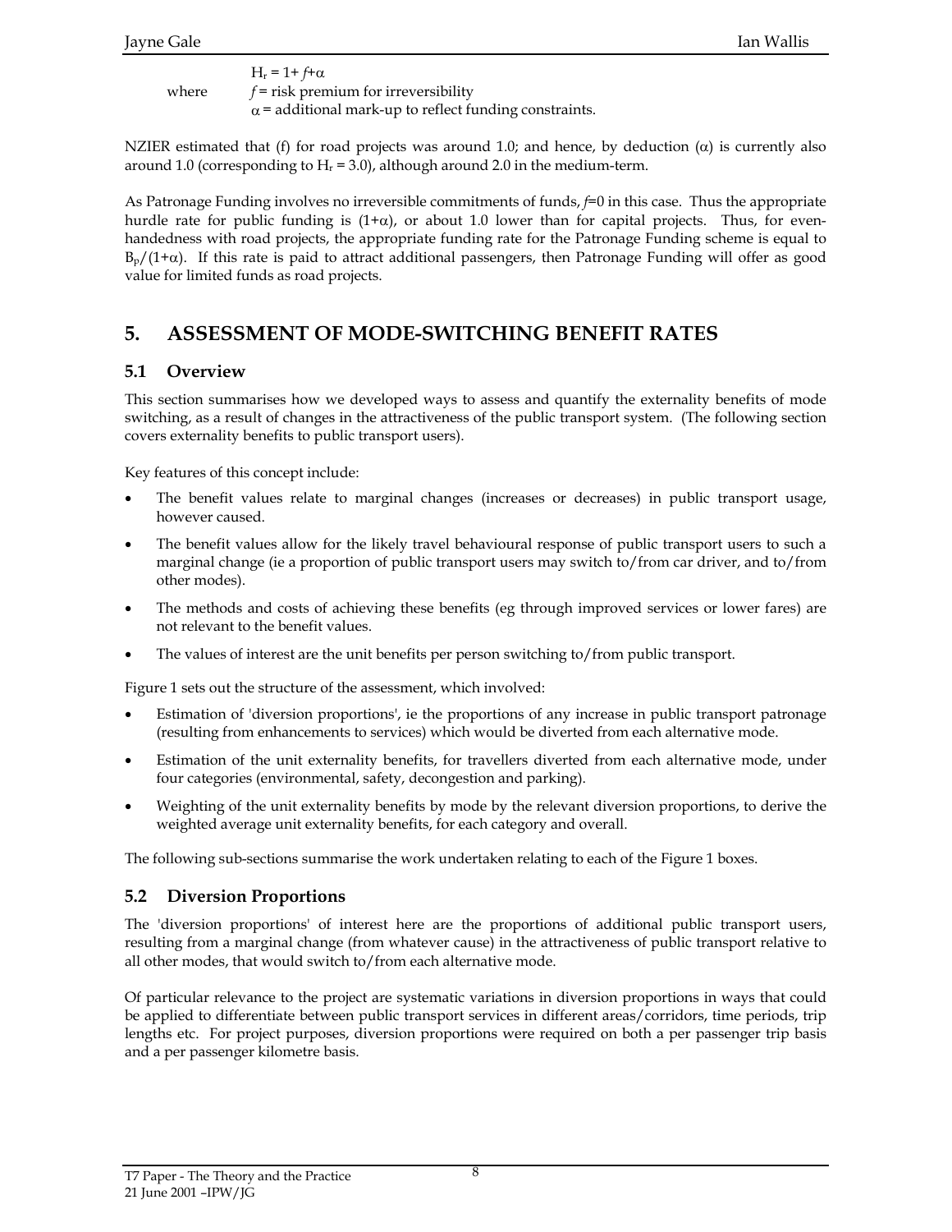$$H_r = 1 + f + \alpha$$

where $f$ = risk premium for irreversibility
$\alpha$ = additional mark-up to reflect funding constraints.

NZIER estimated that (f) for road projects was around 1.0; and hence, by deduction ($\alpha$) is currently also around 1.0 (corresponding to $H_r = 3.0$), although around 2.0 in the medium-term.

As Patronage Funding involves no irreversible commitments of funds, $f$=0 in this case. Thus the appropriate hurdle rate for public funding is $(1+\alpha)$, or about 1.0 lower than for capital projects. Thus, for even-handedness with road projects, the appropriate funding rate for the Patronage Funding scheme is equal to $B_p/(1+\alpha)$. If this rate is paid to attract additional passengers, then Patronage Funding will offer as good value for limited funds as road projects.

# 5. ASSESSMENT OF MODE-SWITCHING BENEFIT RATES

## 5.1 Overview

This section summarises how we developed ways to assess and quantify the externality benefits of mode switching, as a result of changes in the attractiveness of the public transport system. (The following section covers externality benefits to public transport users).

Key features of this concept include:

- The benefit values relate to marginal changes (increases or decreases) in public transport usage, however caused.
- The benefit values allow for the likely travel behavioural response of public transport users to such a marginal change (ie a proportion of public transport users may switch to/from car driver, and to/from other modes).
- The methods and costs of achieving these benefits (eg through improved services or lower fares) are not relevant to the benefit values.
- The values of interest are the unit benefits per person switching to/from public transport.

Figure 1 sets out the structure of the assessment, which involved:

- Estimation of 'diversion proportions', ie the proportions of any increase in public transport patronage (resulting from enhancements to services) which would be diverted from each alternative mode.
- Estimation of the unit externality benefits, for travellers diverted from each alternative mode, under four categories (environmental, safety, decongestion and parking).
- Weighting of the unit externality benefits by mode by the relevant diversion proportions, to derive the weighted average unit externality benefits, for each category and overall.

The following sub-sections summarise the work undertaken relating to each of the Figure 1 boxes.

## 5.2 Diversion Proportions

The 'diversion proportions' of interest here are the proportions of additional public transport users, resulting from a marginal change (from whatever cause) in the attractiveness of public transport relative to all other modes, that would switch to/from each alternative mode.

Of particular relevance to the project are systematic variations in diversion proportions in ways that could be applied to differentiate between public transport services in different areas/corridors, time periods, trip lengths etc. For project purposes, diversion proportions were required on both a per passenger trip basis and a per passenger kilometre basis.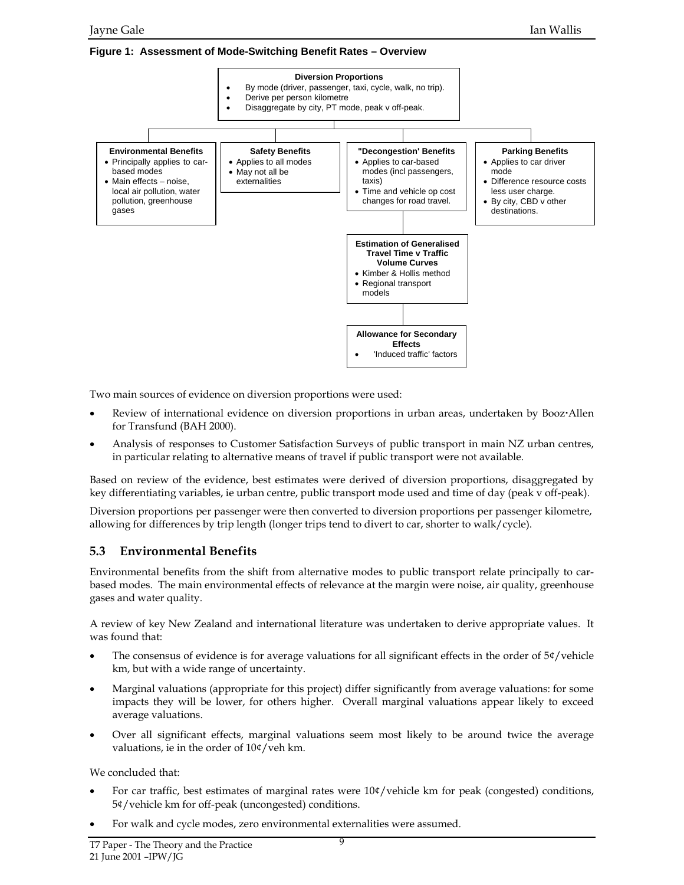**Figure 1: Assessment of Mode-Switching Benefit Rates – Overview**

**Diversion Proportions**
- By mode (driver, passenger, taxi, cycle, walk, no trip).
- Derive per person kilometre
- Disaggregate by city, PT mode, peak v off-peak.

**Environmental Benefits**
- Principally applies to car-based modes
- Main effects – noise, local air pollution, water pollution, greenhouse gases

**Safety Benefits**
- Applies to all modes
- May not all be externalities

**"Decongestion' Benefits**
- Applies to car-based modes (incl passengers, taxis)
- Time and vehicle op cost changes for road travel.

**Parking Benefits**
- Applies to car driver mode
- Difference resource costs less user charge.
- By city, CBD v other destinations.

**Estimation of Generalised Travel Time v Traffic Volume Curves**
- Kimber & Hollis method
- Regional transport models

**Allowance for Secondary Effects**
- 'Induced traffic' factors

Two main sources of evidence on diversion proportions were used:

- Review of international evidence on diversion proportions in urban areas, undertaken by Booz·Allen for Transfund (BAH 2000).
- Analysis of responses to Customer Satisfaction Surveys of public transport in main NZ urban centres, in particular relating to alternative means of travel if public transport were not available.

Based on review of the evidence, best estimates were derived of diversion proportions, disaggregated by key differentiating variables, ie urban centre, public transport mode used and time of day (peak v off-peak).

Diversion proportions per passenger were then converted to diversion proportions per passenger kilometre, allowing for differences by trip length (longer trips tend to divert to car, shorter to walk/cycle).

## 5.3 Environmental Benefits

Environmental benefits from the shift from alternative modes to public transport relate principally to car-based modes. The main environmental effects of relevance at the margin were noise, air quality, greenhouse gases and water quality.

A review of key New Zealand and international literature was undertaken to derive appropriate values. It was found that:

- The consensus of evidence is for average valuations for all significant effects in the order of 5¢/vehicle km, but with a wide range of uncertainty.
- Marginal valuations (appropriate for this project) differ significantly from average valuations: for some impacts they will be lower, for others higher. Overall marginal valuations appear likely to exceed average valuations.
- Over all significant effects, marginal valuations seem most likely to be around twice the average valuations, ie in the order of 10¢/veh km.

We concluded that:

- For car traffic, best estimates of marginal rates were 10¢/vehicle km for peak (congested) conditions, 5¢/vehicle km for off-peak (uncongested) conditions.
- For walk and cycle modes, zero environmental externalities were assumed.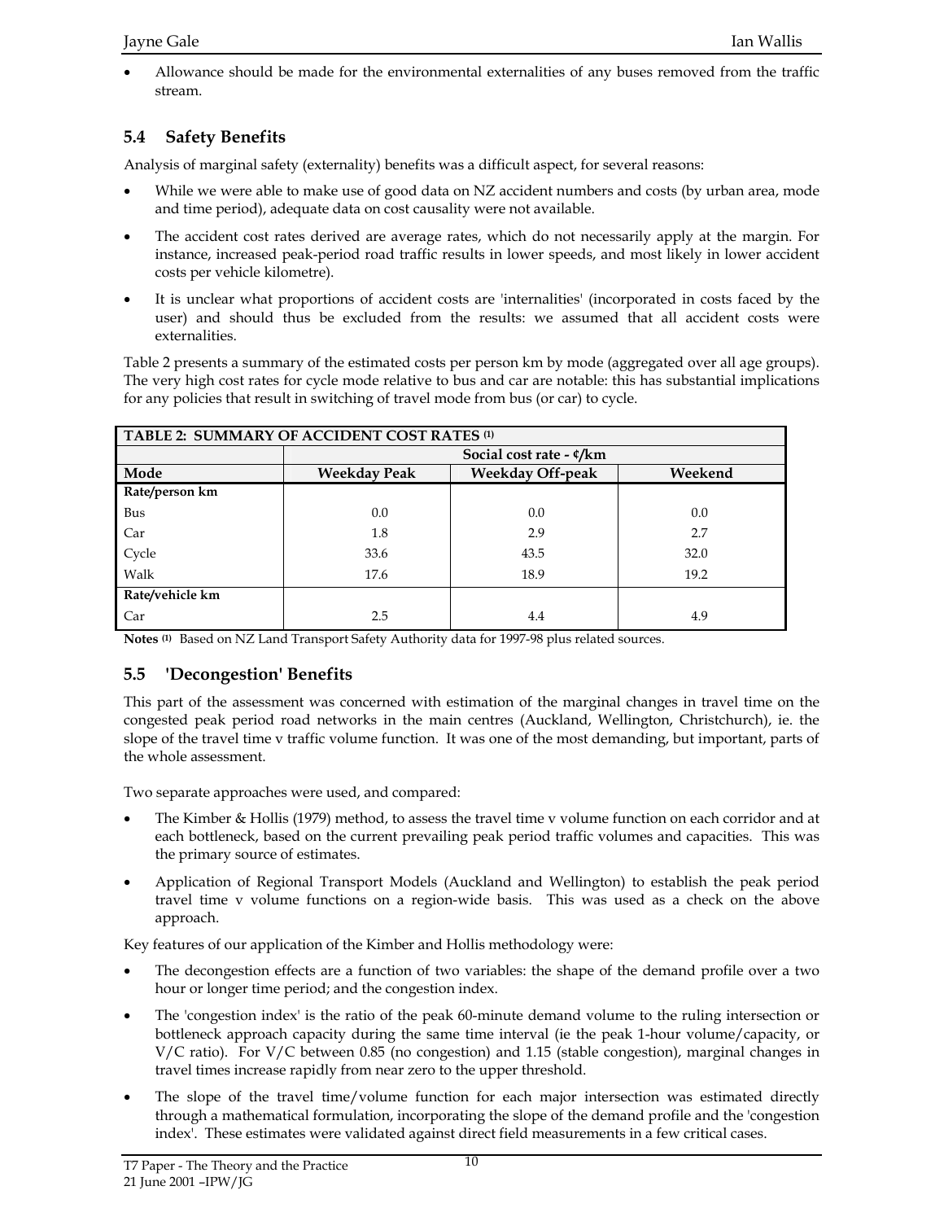- Allowance should be made for the environmental externalities of any buses removed from the traffic stream.

## 5.4 Safety Benefits

Analysis of marginal safety (externality) benefits was a difficult aspect, for several reasons:

- While we were able to make use of good data on NZ accident numbers and costs (by urban area, mode and time period), adequate data on cost causality were not available.
- The accident cost rates derived are average rates, which do not necessarily apply at the margin. For instance, increased peak-period road traffic results in lower speeds, and most likely in lower accident costs per vehicle kilometre).
- It is unclear what proportions of accident costs are 'internalities' (incorporated in costs faced by the user) and should thus be excluded from the results: we assumed that all accident costs were externalities.

Table 2 presents a summary of the estimated costs per person km by mode (aggregated over all age groups). The very high cost rates for cycle mode relative to bus and car are notable: this has substantial implications for any policies that result in switching of travel mode from bus (or car) to cycle.

**TABLE 2: SUMMARY OF ACCIDENT COST RATES (1)**

| | Social cost rate - ¢/km | | |
|---|---|---|---|
| **Mode** | **Weekday Peak** | **Weekday Off-peak** | **Weekend** |
| **Rate/person km** | | | |
| Bus | 0.0 | 0.0 | 0.0 |
| Car | 1.8 | 2.9 | 2.7 |
| Cycle | 33.6 | 43.5 | 32.0 |
| Walk | 17.6 | 18.9 | 19.2 |
| **Rate/vehicle km** | | | |
| Car | 2.5 | 4.4 | 4.9 |

**Notes (1)** Based on NZ Land Transport Safety Authority data for 1997-98 plus related sources.

## 5.5 'Decongestion' Benefits

This part of the assessment was concerned with estimation of the marginal changes in travel time on the congested peak period road networks in the main centres (Auckland, Wellington, Christchurch), ie. the slope of the travel time v traffic volume function. It was one of the most demanding, but important, parts of the whole assessment.

Two separate approaches were used, and compared:

- The Kimber & Hollis (1979) method, to assess the travel time v volume function on each corridor and at each bottleneck, based on the current prevailing peak period traffic volumes and capacities. This was the primary source of estimates.
- Application of Regional Transport Models (Auckland and Wellington) to establish the peak period travel time v volume functions on a region-wide basis. This was used as a check on the above approach.

Key features of our application of the Kimber and Hollis methodology were:

- The decongestion effects are a function of two variables: the shape of the demand profile over a two hour or longer time period; and the congestion index.
- The 'congestion index' is the ratio of the peak 60-minute demand volume to the ruling intersection or bottleneck approach capacity during the same time interval (ie the peak 1-hour volume/capacity, or V/C ratio). For V/C between 0.85 (no congestion) and 1.15 (stable congestion), marginal changes in travel times increase rapidly from near zero to the upper threshold.
- The slope of the travel time/volume function for each major intersection was estimated directly through a mathematical formulation, incorporating the slope of the demand profile and the 'congestion index'. These estimates were validated against direct field measurements in a few critical cases.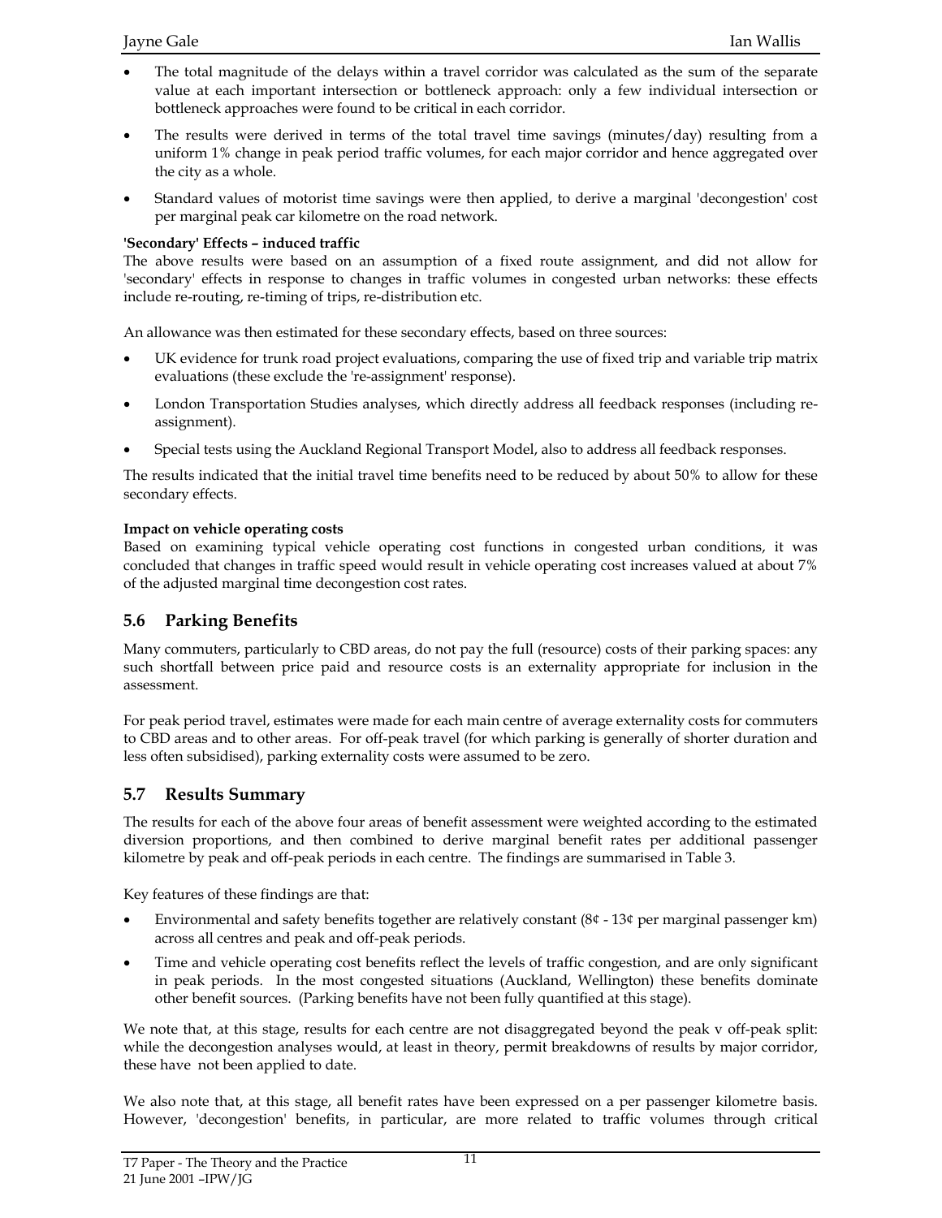- The total magnitude of the delays within a travel corridor was calculated as the sum of the separate value at each important intersection or bottleneck approach: only a few individual intersection or bottleneck approaches were found to be critical in each corridor.
- The results were derived in terms of the total travel time savings (minutes/day) resulting from a uniform 1% change in peak period traffic volumes, for each major corridor and hence aggregated over the city as a whole.
- Standard values of motorist time savings were then applied, to derive a marginal 'decongestion' cost per marginal peak car kilometre on the road network.

**'Secondary' Effects – induced traffic**

The above results were based on an assumption of a fixed route assignment, and did not allow for 'secondary' effects in response to changes in traffic volumes in congested urban networks: these effects include re-routing, re-timing of trips, re-distribution etc.

An allowance was then estimated for these secondary effects, based on three sources:

- UK evidence for trunk road project evaluations, comparing the use of fixed trip and variable trip matrix evaluations (these exclude the 're-assignment' response).
- London Transportation Studies analyses, which directly address all feedback responses (including re-assignment).
- Special tests using the Auckland Regional Transport Model, also to address all feedback responses.

The results indicated that the initial travel time benefits need to be reduced by about 50% to allow for these secondary effects.

**Impact on vehicle operating costs**

Based on examining typical vehicle operating cost functions in congested urban conditions, it was concluded that changes in traffic speed would result in vehicle operating cost increases valued at about 7% of the adjusted marginal time decongestion cost rates.

## 5.6 Parking Benefits

Many commuters, particularly to CBD areas, do not pay the full (resource) costs of their parking spaces: any such shortfall between price paid and resource costs is an externality appropriate for inclusion in the assessment.

For peak period travel, estimates were made for each main centre of average externality costs for commuters to CBD areas and to other areas. For off-peak travel (for which parking is generally of shorter duration and less often subsidised), parking externality costs were assumed to be zero.

## 5.7 Results Summary

The results for each of the above four areas of benefit assessment were weighted according to the estimated diversion proportions, and then combined to derive marginal benefit rates per additional passenger kilometre by peak and off-peak periods in each centre. The findings are summarised in Table 3.

Key features of these findings are that:

- Environmental and safety benefits together are relatively constant (8¢ - 13¢ per marginal passenger km) across all centres and peak and off-peak periods.
- Time and vehicle operating cost benefits reflect the levels of traffic congestion, and are only significant in peak periods. In the most congested situations (Auckland, Wellington) these benefits dominate other benefit sources. (Parking benefits have not been fully quantified at this stage).

We note that, at this stage, results for each centre are not disaggregated beyond the peak v off-peak split: while the decongestion analyses would, at least in theory, permit breakdowns of results by major corridor, these have not been applied to date.

We also note that, at this stage, all benefit rates have been expressed on a per passenger kilometre basis. However, 'decongestion' benefits, in particular, are more related to traffic volumes through critical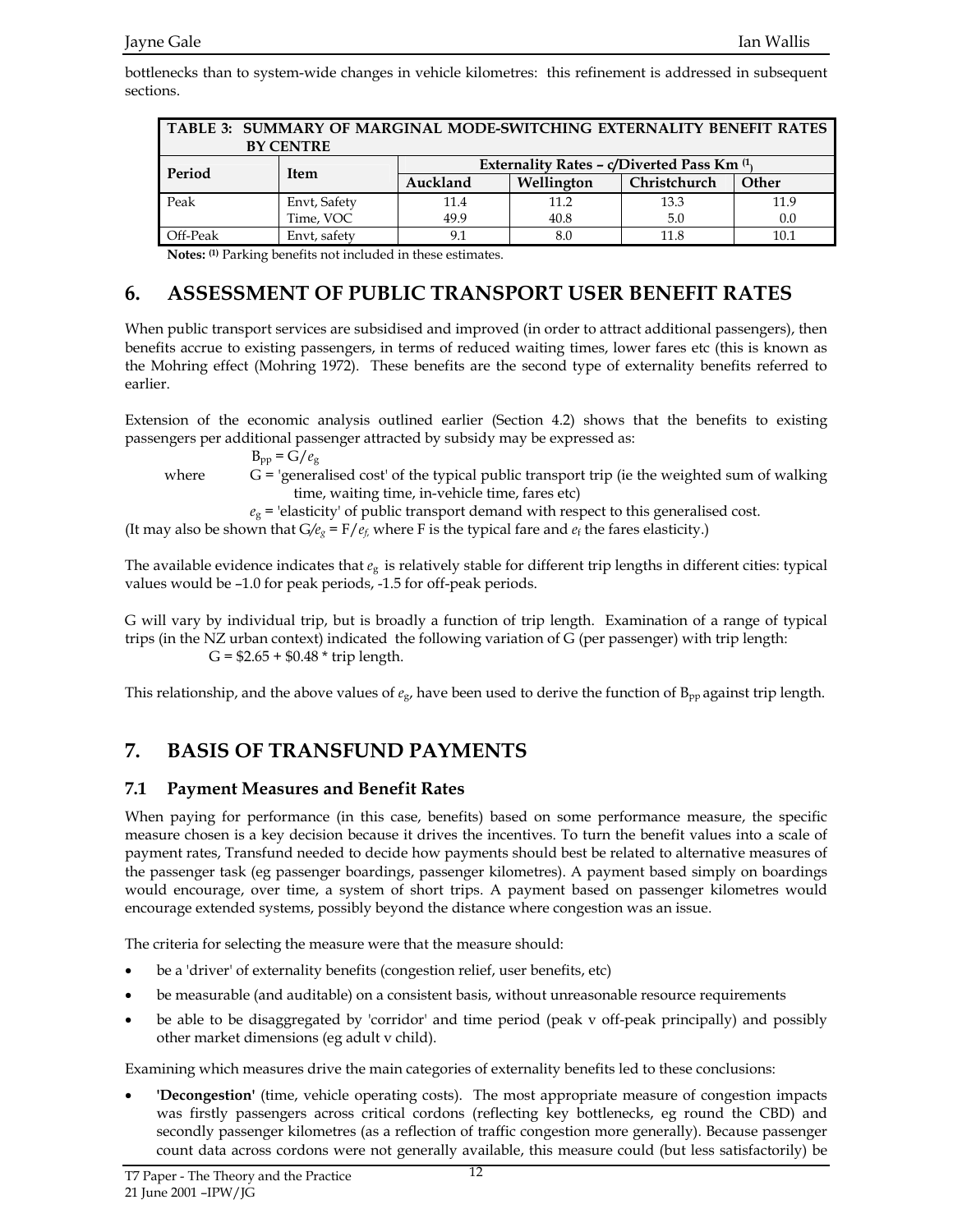bottlenecks than to system-wide changes in vehicle kilometres: this refinement is addressed in subsequent sections.

| TABLE 3: SUMMARY OF MARGINAL MODE-SWITCHING EXTERNALITY BENEFIT RATES BY CENTRE | | | | | |
|---|---|---|---|---|---|
| Period | Item | Externality Rates – c/Diverted Pass Km [1] | | | |
| | | Auckland | Wellington | Christchurch | Other |
| Peak | Envt, Safety | 11.4 | 11.2 | 13.3 | 11.9 |
| | Time, VOC | 49.9 | 40.8 | 5.0 | 0.0 |
| Off-Peak | Envt, safety | 9.1 | 8.0 | 11.8 | 10.1 |

**Notes:** [1] Parking benefits not included in these estimates.

# 6. ASSESSMENT OF PUBLIC TRANSPORT USER BENEFIT RATES

When public transport services are subsidised and improved (in order to attract additional passengers), then benefits accrue to existing passengers, in terms of reduced waiting times, lower fares etc (this is known as the Mohring effect (Mohring 1972). These benefits are the second type of externality benefits referred to earlier.

Extension of the economic analysis outlined earlier (Section 4.2) shows that the benefits to existing passengers per additional passenger attracted by subsidy may be expressed as:

$$B_{pp} = G/e_g$$

where G = 'generalised cost' of the typical public transport trip (ie the weighted sum of walking time, waiting time, in-vehicle time, fares etc)

$e_g$ = 'elasticity' of public transport demand with respect to this generalised cost.

(It may also be shown that $G/e_g = F/e_f$, where F is the typical fare and $e_f$ the fares elasticity.)

The available evidence indicates that $e_g$ is relatively stable for different trip lengths in different cities: typical values would be –1.0 for peak periods, -1.5 for off-peak periods.

G will vary by individual trip, but is broadly a function of trip length. Examination of a range of typical trips (in the NZ urban context) indicated the following variation of G (per passenger) with trip length:

G = \$2.65 + \$0.48 * trip length.

This relationship, and the above values of $e_g$, have been used to derive the function of $B_{pp}$ against trip length.

# 7. BASIS OF TRANSFUND PAYMENTS

## 7.1 Payment Measures and Benefit Rates

When paying for performance (in this case, benefits) based on some performance measure, the specific measure chosen is a key decision because it drives the incentives. To turn the benefit values into a scale of payment rates, Transfund needed to decide how payments should best be related to alternative measures of the passenger task (eg passenger boardings, passenger kilometres). A payment based simply on boardings would encourage, over time, a system of short trips. A payment based on passenger kilometres would encourage extended systems, possibly beyond the distance where congestion was an issue.

The criteria for selecting the measure were that the measure should:

- be a 'driver' of externality benefits (congestion relief, user benefits, etc)
- be measurable (and auditable) on a consistent basis, without unreasonable resource requirements
- be able to be disaggregated by 'corridor' and time period (peak v off-peak principally) and possibly other market dimensions (eg adult v child).

Examining which measures drive the main categories of externality benefits led to these conclusions:

- **'Decongestion'** (time, vehicle operating costs). The most appropriate measure of congestion impacts was firstly passengers across critical cordons (reflecting key bottlenecks, eg round the CBD) and secondly passenger kilometres (as a reflection of traffic congestion more generally). Because passenger count data across cordons were not generally available, this measure could (but less satisfactorily) be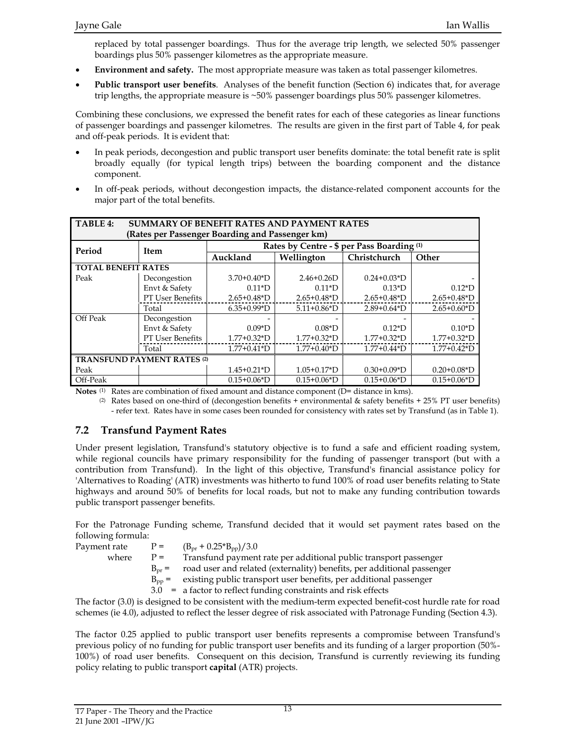replaced by total passenger boardings. Thus for the average trip length, we selected 50% passenger boardings plus 50% passenger kilometres as the appropriate measure.

- **Environment and safety.** The most appropriate measure was taken as total passenger kilometres.
- **Public transport user benefits**. Analyses of the benefit function (Section 6) indicates that, for average trip lengths, the appropriate measure is ~50% passenger boardings plus 50% passenger kilometres.

Combining these conclusions, we expressed the benefit rates for each of these categories as linear functions of passenger boardings and passenger kilometres. The results are given in the first part of Table 4, for peak and off-peak periods. It is evident that:

- In peak periods, decongestion and public transport user benefits dominate: the total benefit rate is split broadly equally (for typical length trips) between the boarding component and the distance component.
- In off-peak periods, without decongestion impacts, the distance-related component accounts for the major part of the total benefits.

**TABLE 4: SUMMARY OF BENEFIT RATES AND PAYMENT RATES (Rates per Passenger Boarding and Passenger km)**

| Period | Item | Rates by Centre - $ per Pass Boarding [1] | | | |
|---|---|---|---|---|---|
| | | Auckland | Wellington | Christchurch | Other |
| **TOTAL BENEFIT RATES** | | | | | |
| Peak | Decongestion | 3.70+0.40*D | 2.46+0.26D | 0.24+0.03*D | - |
| | Envt & Safety | 0.11*D | 0.11*D | 0.13*D | 0.12*D |
| | PT User Benefits | 2.65+0.48*D | 2.65+0.48*D | 2.65+0.48*D | 2.65+0.48*D |
| | Total | 6.35+0.99*D | 5.11+0.86*D | 2.89+0.64*D | 2.65+0.60*D |
| Off Peak | Decongestion | - | - | - | - |
| | Envt & Safety | 0.09*D | 0.08*D | 0.12*D | 0.10*D |
| | PT User Benefits | 1.77+0.32*D | 1.77+0.32*D | 1.77+0.32*D | 1.77+0.32*D |
| | Total | 1.77+0.41*D | 1.77+0.40*D | 1.77+0.44*D | 1.77+0.42*D |
| **TRANSFUND PAYMENT RATES [2]** | | | | | |
| Peak | | 1.45+0.21*D | 1.05+0.17*D | 0.30+0.09*D | 0.20+0.08*D |
| Off-Peak | | 0.15+0.06*D | 0.15+0.06*D | 0.15+0.06*D | 0.15+0.06*D |

**Notes** [1] Rates are combination of fixed amount and distance component (D= distance in kms).
[2] Rates based on one-third of (decongestion benefits + environmental & safety benefits + 25% PT user benefits) - refer text. Rates have in some cases been rounded for consistency with rates set by Transfund (as in Table 1).

## 7.2 Transfund Payment Rates

Under present legislation, Transfund's statutory objective is to fund a safe and efficient roading system, while regional councils have primary responsibility for the funding of passenger transport (but with a contribution from Transfund). In the light of this objective, Transfund's financial assistance policy for 'Alternatives to Roading' (ATR) investments was hitherto to fund 100% of road user benefits relating to State highways and around 50% of benefits for local roads, but not to make any funding contribution towards public transport passenger benefits.

For the Patronage Funding scheme, Transfund decided that it would set payment rates based on the following formula:

Payment rate $P = (B_{pr} + 0.25*B_{pp})/3.0$

where
- $P =$ Transfund payment rate per additional public transport passenger
- $B_{pr} =$ road user and related (externality) benefits, per additional passenger
- $B_{pp} =$ existing public transport user benefits, per additional passenger
- $3.0 =$ a factor to reflect funding constraints and risk effects

The factor (3.0) is designed to be consistent with the medium-term expected benefit-cost hurdle rate for road schemes (ie 4.0), adjusted to reflect the lesser degree of risk associated with Patronage Funding (Section 4.3).

The factor 0.25 applied to public transport user benefits represents a compromise between Transfund's previous policy of no funding for public transport user benefits and its funding of a larger proportion (50%-100%) of road user benefits. Consequent on this decision, Transfund is currently reviewing its funding policy relating to public transport **capital** (ATR) projects.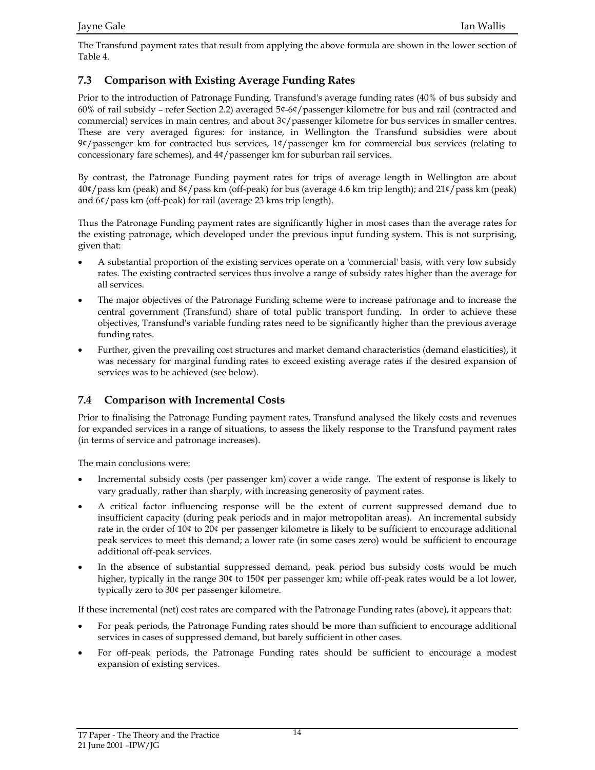The Transfund payment rates that result from applying the above formula are shown in the lower section of Table 4.

## 7.3 Comparison with Existing Average Funding Rates

Prior to the introduction of Patronage Funding, Transfund's average funding rates (40% of bus subsidy and 60% of rail subsidy – refer Section 2.2) averaged 5¢-6¢/passenger kilometre for bus and rail (contracted and commercial) services in main centres, and about 3¢/passenger kilometre for bus services in smaller centres. These are very averaged figures: for instance, in Wellington the Transfund subsidies were about 9¢/passenger km for contracted bus services, 1¢/passenger km for commercial bus services (relating to concessionary fare schemes), and 4¢/passenger km for suburban rail services.

By contrast, the Patronage Funding payment rates for trips of average length in Wellington are about 40¢/pass km (peak) and 8¢/pass km (off-peak) for bus (average 4.6 km trip length); and 21¢/pass km (peak) and 6¢/pass km (off-peak) for rail (average 23 kms trip length).

Thus the Patronage Funding payment rates are significantly higher in most cases than the average rates for the existing patronage, which developed under the previous input funding system. This is not surprising, given that:

- A substantial proportion of the existing services operate on a 'commercial' basis, with very low subsidy rates. The existing contracted services thus involve a range of subsidy rates higher than the average for all services.
- The major objectives of the Patronage Funding scheme were to increase patronage and to increase the central government (Transfund) share of total public transport funding. In order to achieve these objectives, Transfund's variable funding rates need to be significantly higher than the previous average funding rates.
- Further, given the prevailing cost structures and market demand characteristics (demand elasticities), it was necessary for marginal funding rates to exceed existing average rates if the desired expansion of services was to be achieved (see below).

## 7.4 Comparison with Incremental Costs

Prior to finalising the Patronage Funding payment rates, Transfund analysed the likely costs and revenues for expanded services in a range of situations, to assess the likely response to the Transfund payment rates (in terms of service and patronage increases).

The main conclusions were:

- Incremental subsidy costs (per passenger km) cover a wide range. The extent of response is likely to vary gradually, rather than sharply, with increasing generosity of payment rates.
- A critical factor influencing response will be the extent of current suppressed demand due to insufficient capacity (during peak periods and in major metropolitan areas). An incremental subsidy rate in the order of 10¢ to 20¢ per passenger kilometre is likely to be sufficient to encourage additional peak services to meet this demand; a lower rate (in some cases zero) would be sufficient to encourage additional off-peak services.
- In the absence of substantial suppressed demand, peak period bus subsidy costs would be much higher, typically in the range 30¢ to 150¢ per passenger km; while off-peak rates would be a lot lower, typically zero to 30¢ per passenger kilometre.

If these incremental (net) cost rates are compared with the Patronage Funding rates (above), it appears that:

- For peak periods, the Patronage Funding rates should be more than sufficient to encourage additional services in cases of suppressed demand, but barely sufficient in other cases.
- For off-peak periods, the Patronage Funding rates should be sufficient to encourage a modest expansion of existing services.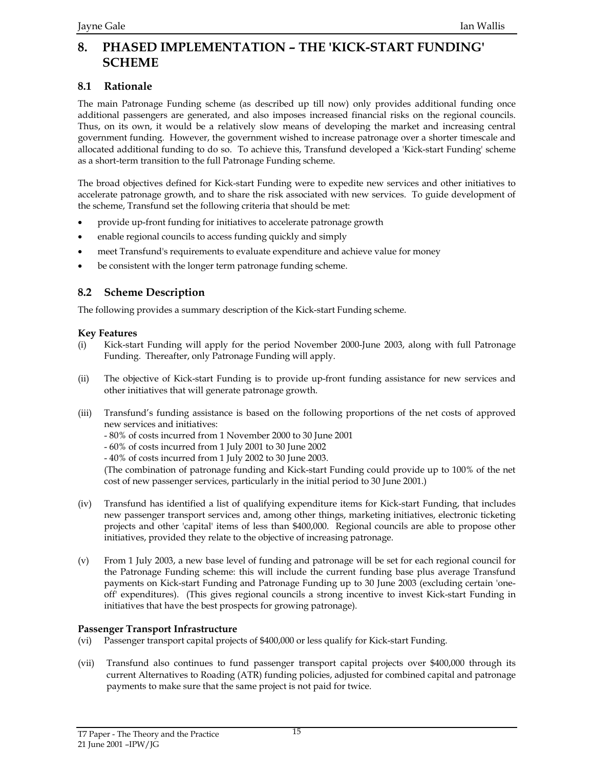# 8. PHASED IMPLEMENTATION – THE 'KICK-START FUNDING' SCHEME

## 8.1 Rationale

The main Patronage Funding scheme (as described up till now) only provides additional funding once additional passengers are generated, and also imposes increased financial risks on the regional councils. Thus, on its own, it would be a relatively slow means of developing the market and increasing central government funding. However, the government wished to increase patronage over a shorter timescale and allocated additional funding to do so. To achieve this, Transfund developed a 'Kick-start Funding' scheme as a short-term transition to the full Patronage Funding scheme.

The broad objectives defined for Kick-start Funding were to expedite new services and other initiatives to accelerate patronage growth, and to share the risk associated with new services. To guide development of the scheme, Transfund set the following criteria that should be met:

- provide up-front funding for initiatives to accelerate patronage growth
- enable regional councils to access funding quickly and simply
- meet Transfund's requirements to evaluate expenditure and achieve value for money
- be consistent with the longer term patronage funding scheme.

## 8.2 Scheme Description

The following provides a summary description of the Kick-start Funding scheme.

### Key Features

(i) Kick-start Funding will apply for the period November 2000-June 2003, along with full Patronage Funding. Thereafter, only Patronage Funding will apply.

(ii) The objective of Kick-start Funding is to provide up-front funding assistance for new services and other initiatives that will generate patronage growth.

(iii) Transfund's funding assistance is based on the following proportions of the net costs of approved new services and initiatives:
- 80% of costs incurred from 1 November 2000 to 30 June 2001
- 60% of costs incurred from 1 July 2001 to 30 June 2002
- 40% of costs incurred from 1 July 2002 to 30 June 2003.

(The combination of patronage funding and Kick-start Funding could provide up to 100% of the net cost of new passenger services, particularly in the initial period to 30 June 2001.)

(iv) Transfund has identified a list of qualifying expenditure items for Kick-start Funding, that includes new passenger transport services and, among other things, marketing initiatives, electronic ticketing projects and other 'capital' items of less than $400,000. Regional councils are able to propose other initiatives, provided they relate to the objective of increasing patronage.

(v) From 1 July 2003, a new base level of funding and patronage will be set for each regional council for the Patronage Funding scheme: this will include the current funding base plus average Transfund payments on Kick-start Funding and Patronage Funding up to 30 June 2003 (excluding certain 'one-off' expenditures). (This gives regional councils a strong incentive to invest Kick-start Funding in initiatives that have the best prospects for growing patronage).

### Passenger Transport Infrastructure

(vi) Passenger transport capital projects of $400,000 or less qualify for Kick-start Funding.

(vii) Transfund also continues to fund passenger transport capital projects over $400,000 through its current Alternatives to Roading (ATR) funding policies, adjusted for combined capital and patronage payments to make sure that the same project is not paid for twice.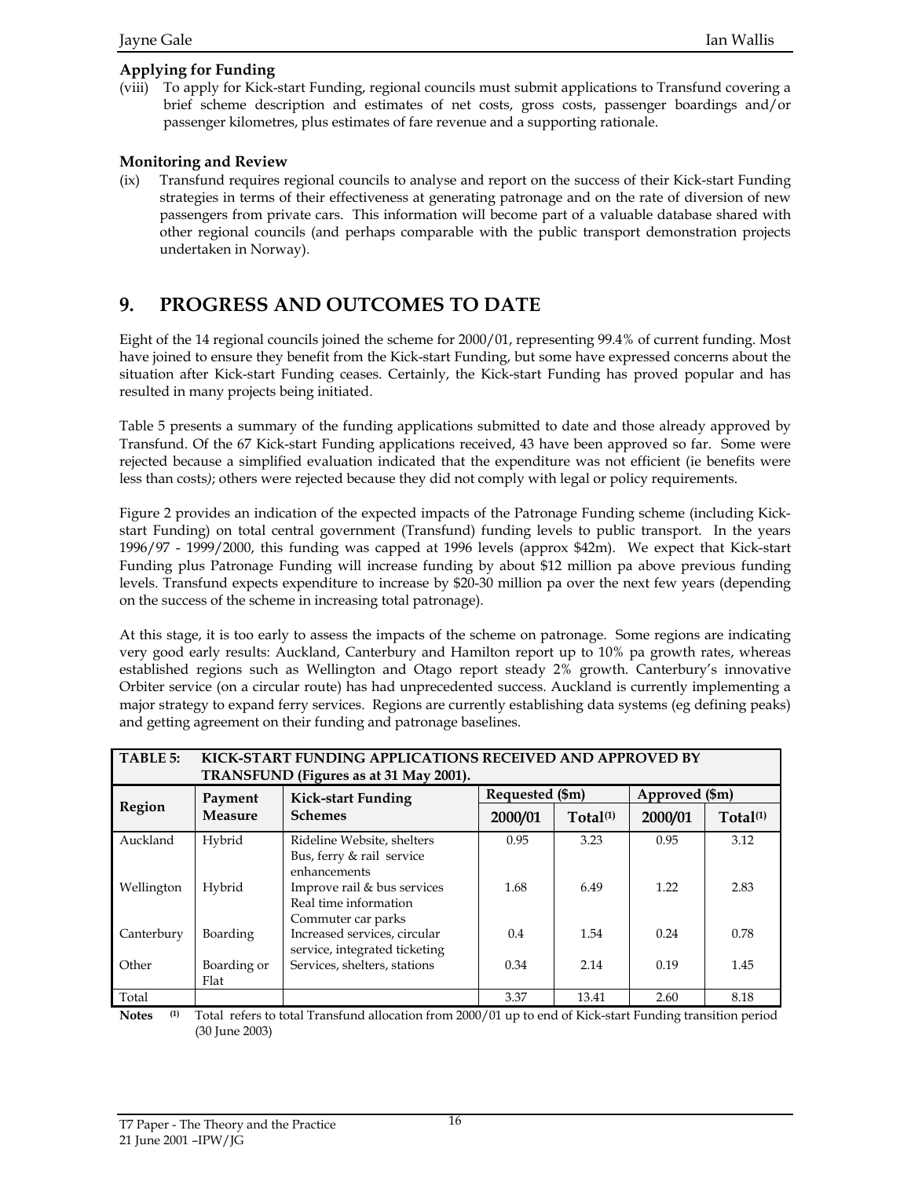### Applying for Funding

(viii) To apply for Kick-start Funding, regional councils must submit applications to Transfund covering a brief scheme description and estimates of net costs, gross costs, passenger boardings and/or passenger kilometres, plus estimates of fare revenue and a supporting rationale.

### Monitoring and Review

(ix) Transfund requires regional councils to analyse and report on the success of their Kick-start Funding strategies in terms of their effectiveness at generating patronage and on the rate of diversion of new passengers from private cars. This information will become part of a valuable database shared with other regional councils (and perhaps comparable with the public transport demonstration projects undertaken in Norway).

## 9. PROGRESS AND OUTCOMES TO DATE

Eight of the 14 regional councils joined the scheme for 2000/01, representing 99.4% of current funding. Most have joined to ensure they benefit from the Kick-start Funding, but some have expressed concerns about the situation after Kick-start Funding ceases. Certainly, the Kick-start Funding has proved popular and has resulted in many projects being initiated.

Table 5 presents a summary of the funding applications submitted to date and those already approved by Transfund. Of the 67 Kick-start Funding applications received, 43 have been approved so far. Some were rejected because a simplified evaluation indicated that the expenditure was not efficient (ie benefits were less than costs); others were rejected because they did not comply with legal or policy requirements.

Figure 2 provides an indication of the expected impacts of the Patronage Funding scheme (including Kick-start Funding) on total central government (Transfund) funding levels to public transport. In the years 1996/97 - 1999/2000, this funding was capped at 1996 levels (approx $42m). We expect that Kick-start Funding plus Patronage Funding will increase funding by about $12 million pa above previous funding levels. Transfund expects expenditure to increase by $20-30 million pa over the next few years (depending on the success of the scheme in increasing total patronage).

At this stage, it is too early to assess the impacts of the scheme on patronage. Some regions are indicating very good early results: Auckland, Canterbury and Hamilton report up to 10% pa growth rates, whereas established regions such as Wellington and Otago report steady 2% growth. Canterbury's innovative Orbiter service (on a circular route) has had unprecedented success. Auckland is currently implementing a major strategy to expand ferry services. Regions are currently establishing data systems (eg defining peaks) and getting agreement on their funding and patronage baselines.

**TABLE 5: KICK-START FUNDING APPLICATIONS RECEIVED AND APPROVED BY TRANSFUND (Figures as at 31 May 2001).**

| Region | Payment Measure | Kick-start Funding Schemes | Requested ($m) | | Approved ($m) | |
|---|---|---|---|---|---|---|
| | | | 2000/01 | Total[(1)] | 2000/01 | Total[(1)] |
| Auckland | Hybrid | Rideline Website, shelters<br>Bus, ferry & rail service enhancements | 0.95 | 3.23 | 0.95 | 3.12 |
| Wellington | Hybrid | Improve rail & bus services<br>Real time information<br>Commuter car parks | 1.68 | 6.49 | 1.22 | 2.83 |
| Canterbury | Boarding | Increased services, circular service, integrated ticketing | 0.4 | 1.54 | 0.24 | 0.78 |
| Other | Boarding or Flat | Services, shelters, stations | 0.34 | 2.14 | 0.19 | 1.45 |
| Total | | | 3.37 | 13.41 | 2.60 | 8.18 |

**Notes** (1) Total refers to total Transfund allocation from 2000/01 up to end of Kick-start Funding transition period (30 June 2003)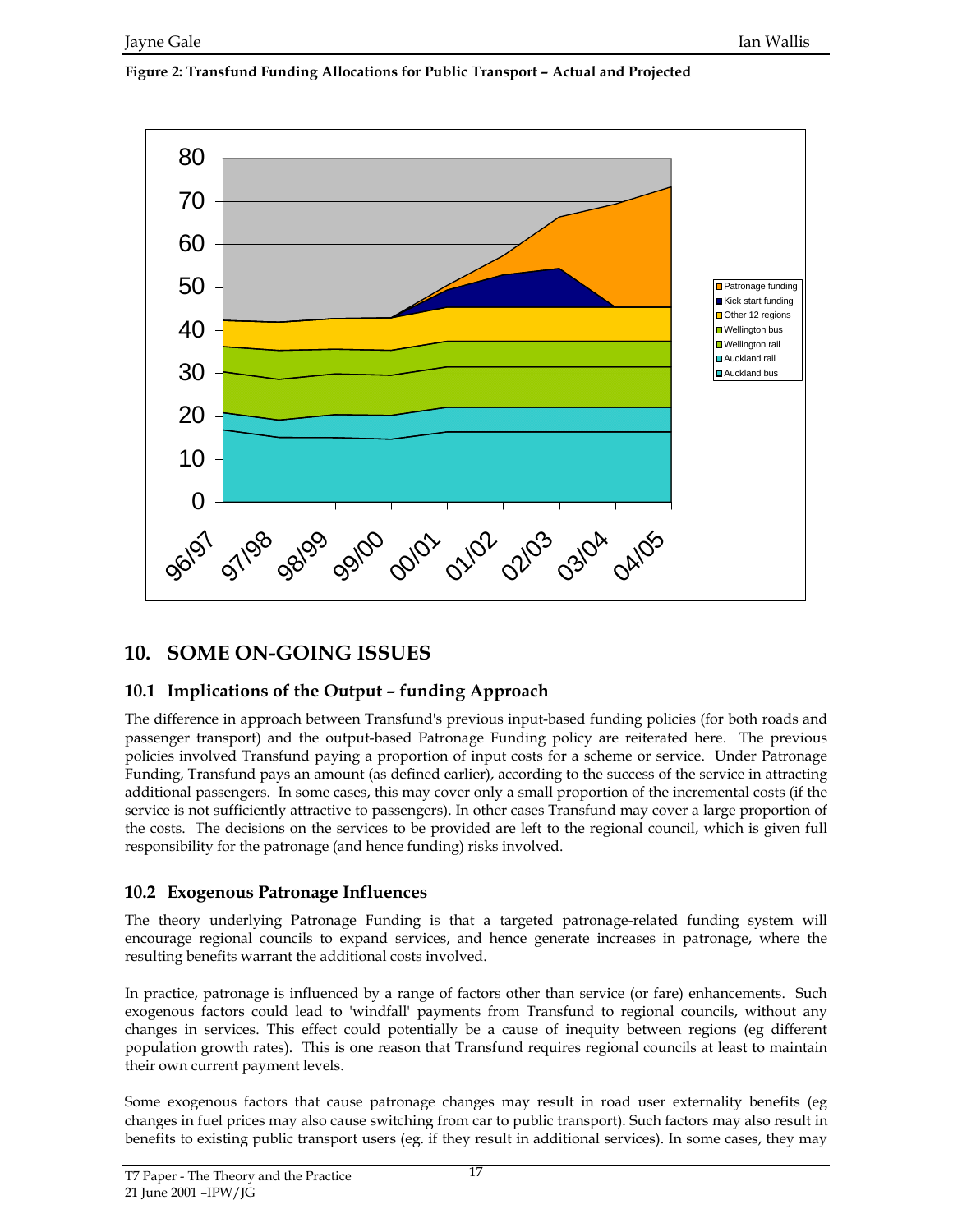**Figure 2: Transfund Funding Allocations for Public Transport – Actual and Projected**

## 10. SOME ON-GOING ISSUES

### 10.1 Implications of the Output – funding Approach

The difference in approach between Transfund's previous input-based funding policies (for both roads and passenger transport) and the output-based Patronage Funding policy are reiterated here. The previous policies involved Transfund paying a proportion of input costs for a scheme or service. Under Patronage Funding, Transfund pays an amount (as defined earlier), according to the success of the service in attracting additional passengers. In some cases, this may cover only a small proportion of the incremental costs (if the service is not sufficiently attractive to passengers). In other cases Transfund may cover a large proportion of the costs. The decisions on the services to be provided are left to the regional council, which is given full responsibility for the patronage (and hence funding) risks involved.

### 10.2 Exogenous Patronage Influences

The theory underlying Patronage Funding is that a targeted patronage-related funding system will encourage regional councils to expand services, and hence generate increases in patronage, where the resulting benefits warrant the additional costs involved.

In practice, patronage is influenced by a range of factors other than service (or fare) enhancements. Such exogenous factors could lead to 'windfall' payments from Transfund to regional councils, without any changes in services. This effect could potentially be a cause of inequity between regions (eg different population growth rates). This is one reason that Transfund requires regional councils at least to maintain their own current payment levels.

Some exogenous factors that cause patronage changes may result in road user externality benefits (eg changes in fuel prices may also cause switching from car to public transport). Such factors may also result in benefits to existing public transport users (eg. if they result in additional services). In some cases, they may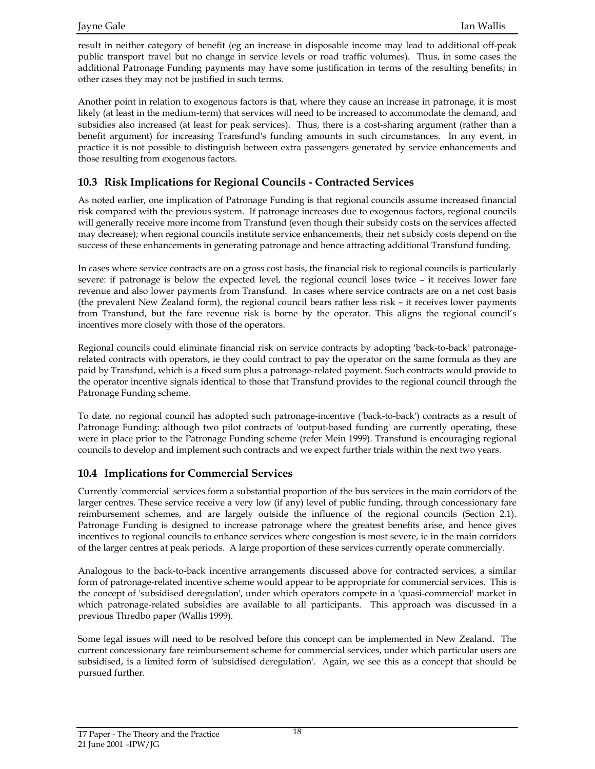result in neither category of benefit (eg an increase in disposable income may lead to additional off-peak public transport travel but no change in service levels or road traffic volumes). Thus, in some cases the additional Patronage Funding payments may have some justification in terms of the resulting benefits; in other cases they may not be justified in such terms.

Another point in relation to exogenous factors is that, where they cause an increase in patronage, it is most likely (at least in the medium-term) that services will need to be increased to accommodate the demand, and subsidies also increased (at least for peak services). Thus, there is a cost-sharing argument (rather than a benefit argument) for increasing Transfund's funding amounts in such circumstances. In any event, in practice it is not possible to distinguish between extra passengers generated by service enhancements and those resulting from exogenous factors.

## 10.3 Risk Implications for Regional Councils - Contracted Services

As noted earlier, one implication of Patronage Funding is that regional councils assume increased financial risk compared with the previous system. If patronage increases due to exogenous factors, regional councils will generally receive more income from Transfund (even though their subsidy costs on the services affected may decrease); when regional councils institute service enhancements, their net subsidy costs depend on the success of these enhancements in generating patronage and hence attracting additional Transfund funding.

In cases where service contracts are on a gross cost basis, the financial risk to regional councils is particularly severe: if patronage is below the expected level, the regional council loses twice – it receives lower fare revenue and also lower payments from Transfund. In cases where service contracts are on a net cost basis (the prevalent New Zealand form), the regional council bears rather less risk – it receives lower payments from Transfund, but the fare revenue risk is borne by the operator. This aligns the regional council's incentives more closely with those of the operators.

Regional councils could eliminate financial risk on service contracts by adopting 'back-to-back' patronage-related contracts with operators, ie they could contract to pay the operator on the same formula as they are paid by Transfund, which is a fixed sum plus a patronage-related payment. Such contracts would provide to the operator incentive signals identical to those that Transfund provides to the regional council through the Patronage Funding scheme.

To date, no regional council has adopted such patronage-incentive ('back-to-back') contracts as a result of Patronage Funding: although two pilot contracts of 'output-based funding' are currently operating, these were in place prior to the Patronage Funding scheme (refer Mein 1999). Transfund is encouraging regional councils to develop and implement such contracts and we expect further trials within the next two years.

## 10.4 Implications for Commercial Services

Currently 'commercial' services form a substantial proportion of the bus services in the main corridors of the larger centres. These service receive a very low (if any) level of public funding, through concessionary fare reimbursement schemes, and are largely outside the influence of the regional councils (Section 2.1). Patronage Funding is designed to increase patronage where the greatest benefits arise, and hence gives incentives to regional councils to enhance services where congestion is most severe, ie in the main corridors of the larger centres at peak periods. A large proportion of these services currently operate commercially.

Analogous to the back-to-back incentive arrangements discussed above for contracted services, a similar form of patronage-related incentive scheme would appear to be appropriate for commercial services. This is the concept of 'subsidised deregulation', under which operators compete in a 'quasi-commercial' market in which patronage-related subsidies are available to all participants. This approach was discussed in a previous Thredbo paper (Wallis 1999).

Some legal issues will need to be resolved before this concept can be implemented in New Zealand. The current concessionary fare reimbursement scheme for commercial services, under which particular users are subsidised, is a limited form of 'subsidised deregulation'. Again, we see this as a concept that should be pursued further.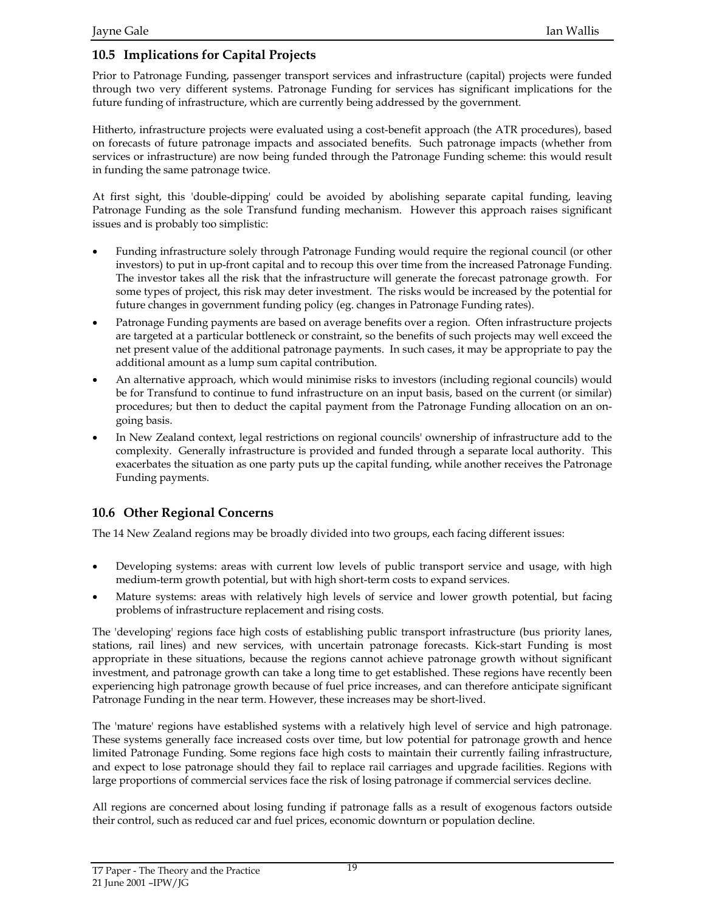## 10.5 Implications for Capital Projects

Prior to Patronage Funding, passenger transport services and infrastructure (capital) projects were funded through two very different systems. Patronage Funding for services has significant implications for the future funding of infrastructure, which are currently being addressed by the government.

Hitherto, infrastructure projects were evaluated using a cost-benefit approach (the ATR procedures), based on forecasts of future patronage impacts and associated benefits. Such patronage impacts (whether from services or infrastructure) are now being funded through the Patronage Funding scheme: this would result in funding the same patronage twice.

At first sight, this 'double-dipping' could be avoided by abolishing separate capital funding, leaving Patronage Funding as the sole Transfund funding mechanism. However this approach raises significant issues and is probably too simplistic:

- Funding infrastructure solely through Patronage Funding would require the regional council (or other investors) to put in up-front capital and to recoup this over time from the increased Patronage Funding. The investor takes all the risk that the infrastructure will generate the forecast patronage growth. For some types of project, this risk may deter investment. The risks would be increased by the potential for future changes in government funding policy (eg. changes in Patronage Funding rates).
- Patronage Funding payments are based on average benefits over a region. Often infrastructure projects are targeted at a particular bottleneck or constraint, so the benefits of such projects may well exceed the net present value of the additional patronage payments. In such cases, it may be appropriate to pay the additional amount as a lump sum capital contribution.
- An alternative approach, which would minimise risks to investors (including regional councils) would be for Transfund to continue to fund infrastructure on an input basis, based on the current (or similar) procedures; but then to deduct the capital payment from the Patronage Funding allocation on an on-going basis.
- In New Zealand context, legal restrictions on regional councils' ownership of infrastructure add to the complexity. Generally infrastructure is provided and funded through a separate local authority. This exacerbates the situation as one party puts up the capital funding, while another receives the Patronage Funding payments.

## 10.6 Other Regional Concerns

The 14 New Zealand regions may be broadly divided into two groups, each facing different issues:

- Developing systems: areas with current low levels of public transport service and usage, with high medium-term growth potential, but with high short-term costs to expand services.
- Mature systems: areas with relatively high levels of service and lower growth potential, but facing problems of infrastructure replacement and rising costs.

The 'developing' regions face high costs of establishing public transport infrastructure (bus priority lanes, stations, rail lines) and new services, with uncertain patronage forecasts. Kick-start Funding is most appropriate in these situations, because the regions cannot achieve patronage growth without significant investment, and patronage growth can take a long time to get established. These regions have recently been experiencing high patronage growth because of fuel price increases, and can therefore anticipate significant Patronage Funding in the near term. However, these increases may be short-lived.

The 'mature' regions have established systems with a relatively high level of service and high patronage. These systems generally face increased costs over time, but low potential for patronage growth and hence limited Patronage Funding. Some regions face high costs to maintain their currently failing infrastructure, and expect to lose patronage should they fail to replace rail carriages and upgrade facilities. Regions with large proportions of commercial services face the risk of losing patronage if commercial services decline.

All regions are concerned about losing funding if patronage falls as a result of exogenous factors outside their control, such as reduced car and fuel prices, economic downturn or population decline.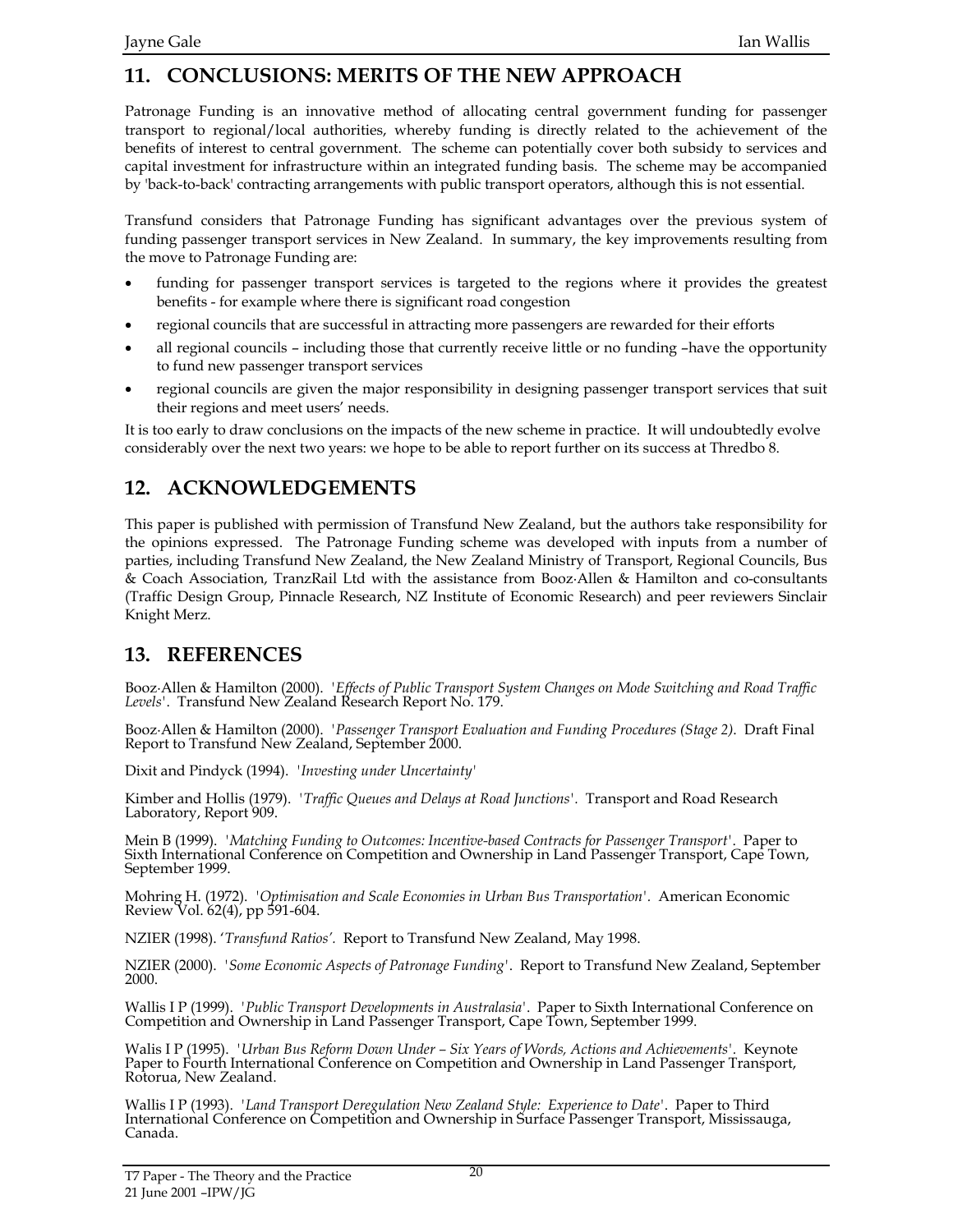## 11. CONCLUSIONS: MERITS OF THE NEW APPROACH

Patronage Funding is an innovative method of allocating central government funding for passenger transport to regional/local authorities, whereby funding is directly related to the achievement of the benefits of interest to central government. The scheme can potentially cover both subsidy to services and capital investment for infrastructure within an integrated funding basis. The scheme may be accompanied by 'back-to-back' contracting arrangements with public transport operators, although this is not essential.

Transfund considers that Patronage Funding has significant advantages over the previous system of funding passenger transport services in New Zealand. In summary, the key improvements resulting from the move to Patronage Funding are:

- funding for passenger transport services is targeted to the regions where it provides the greatest benefits - for example where there is significant road congestion
- regional councils that are successful in attracting more passengers are rewarded for their efforts
- all regional councils – including those that currently receive little or no funding –have the opportunity to fund new passenger transport services
- regional councils are given the major responsibility in designing passenger transport services that suit their regions and meet users' needs.

It is too early to draw conclusions on the impacts of the new scheme in practice. It will undoubtedly evolve considerably over the next two years: we hope to be able to report further on its success at Thredbo 8.

## 12. ACKNOWLEDGEMENTS

This paper is published with permission of Transfund New Zealand, but the authors take responsibility for the opinions expressed. The Patronage Funding scheme was developed with inputs from a number of parties, including Transfund New Zealand, the New Zealand Ministry of Transport, Regional Councils, Bus & Coach Association, TranzRail Ltd with the assistance from Booz·Allen & Hamilton and co-consultants (Traffic Design Group, Pinnacle Research, NZ Institute of Economic Research) and peer reviewers Sinclair Knight Merz.

## 13. REFERENCES

Booz·Allen & Hamilton (2000). '*Effects of Public Transport System Changes on Mode Switching and Road Traffic Levels*'. Transfund New Zealand Research Report No. 179.

Booz·Allen & Hamilton (2000). '*Passenger Transport Evaluation and Funding Procedures (Stage 2)*. Draft Final Report to Transfund New Zealand, September 2000.

Dixit and Pindyck (1994). '*Investing under Uncertainty*'

Kimber and Hollis (1979). '*Traffic Queues and Delays at Road Junctions*'. Transport and Road Research Laboratory, Report 909.

Mein B (1999). '*Matching Funding to Outcomes: Incentive-based Contracts for Passenger Transport*'. Paper to Sixth International Conference on Competition and Ownership in Land Passenger Transport, Cape Town, September 1999.

Mohring H. (1972). '*Optimisation and Scale Economies in Urban Bus Transportation*'. American Economic Review Vol. 62(4), pp 591-604.

NZIER (1998). '*Transfund Ratios*'. Report to Transfund New Zealand, May 1998.

NZIER (2000). '*Some Economic Aspects of Patronage Funding*'. Report to Transfund New Zealand, September 2000.

Wallis I P (1999). '*Public Transport Developments in Australasia*'. Paper to Sixth International Conference on Competition and Ownership in Land Passenger Transport, Cape Town, September 1999.

Walis I P (1995). '*Urban Bus Reform Down Under – Six Years of Words, Actions and Achievements*'. Keynote Paper to Fourth International Conference on Competition and Ownership in Land Passenger Transport, Rotorua, New Zealand.

Wallis I P (1993). '*Land Transport Deregulation New Zealand Style: Experience to Date*'. Paper to Third International Conference on Competition and Ownership in Surface Passenger Transport, Mississauga, Canada.